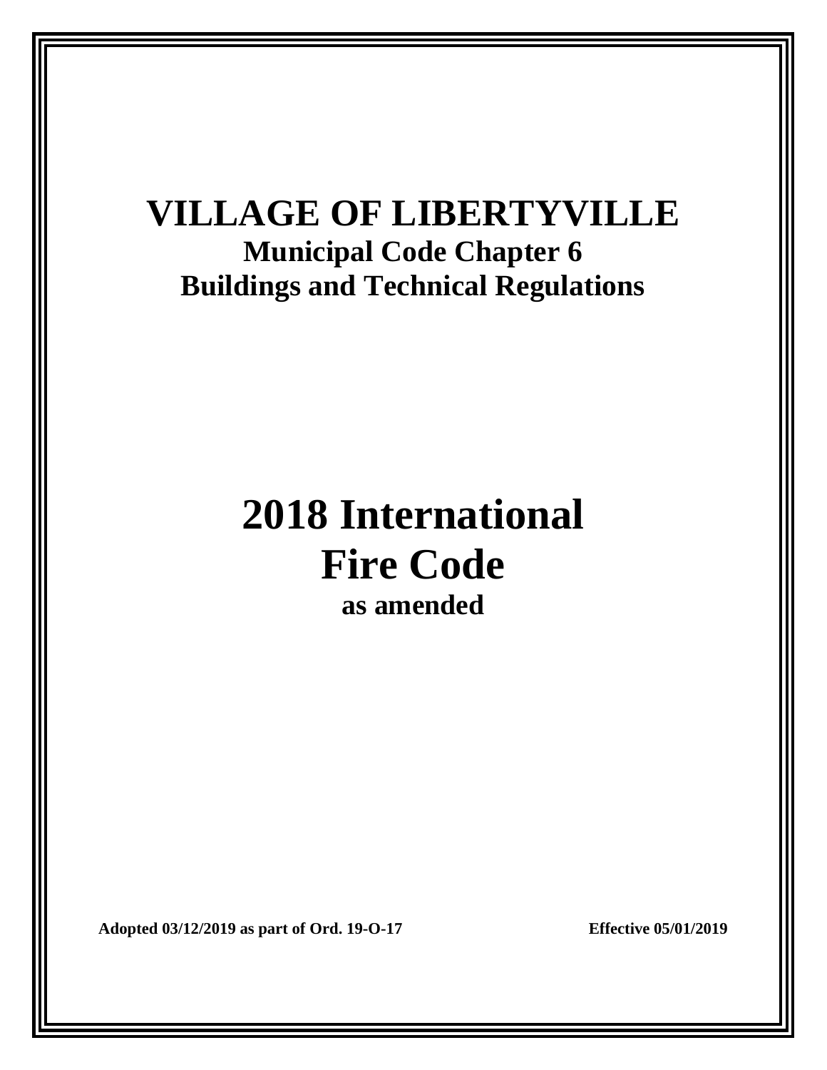# VILLAGE OF LIBERTYVILLE

## Municipal Code Chapter 6

## Buildings and Technical Regulations

# 2018 International Fire Code

## as amended

**Adopted 03/12/2019 as part of Ord. 19-O-17** **Effective 05/01/2019**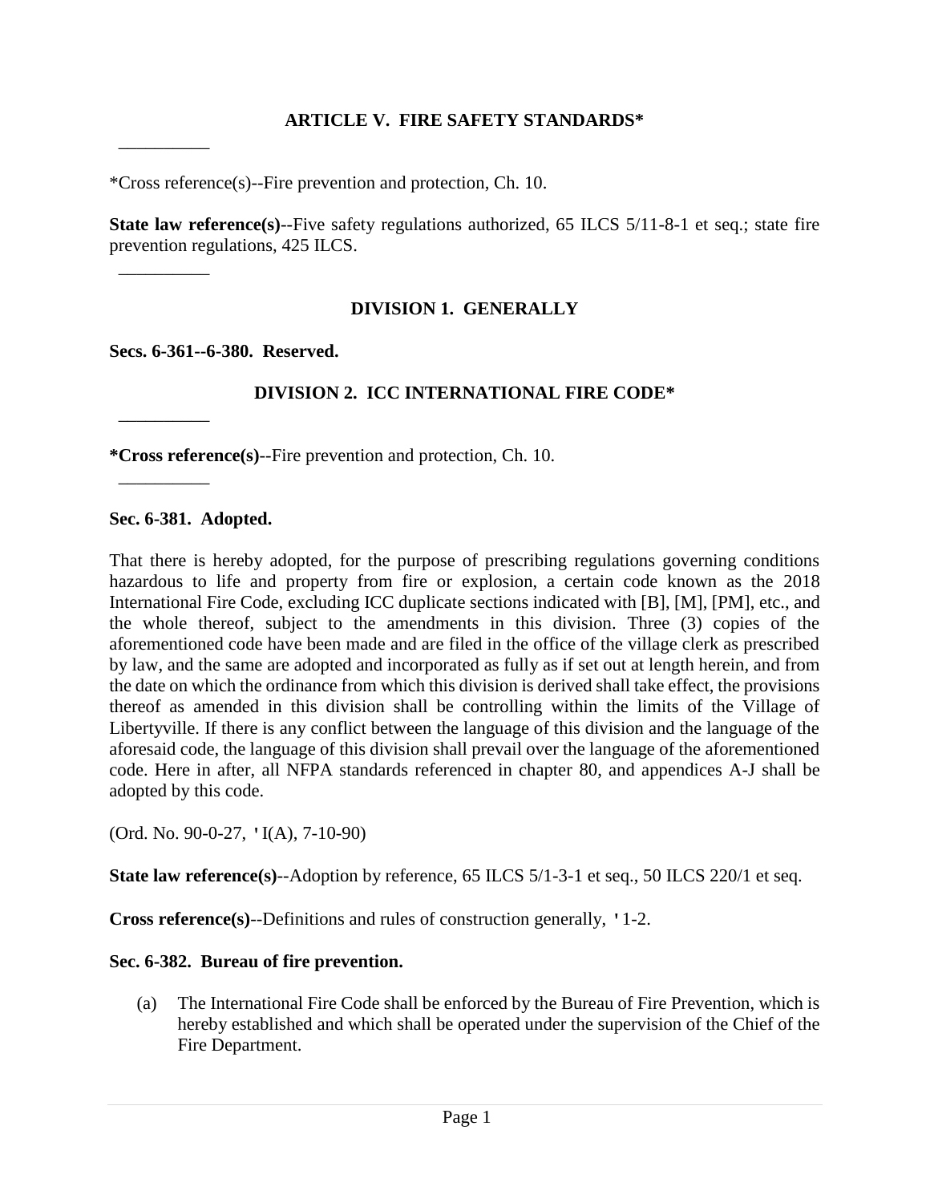## ARTICLE V. FIRE SAFETY STANDARDS*

__________

*Cross reference(s)--Fire prevention and protection, Ch. 10.

**State law reference(s)**--Five safety regulations authorized, 65 ILCS 5/11-8-1 et seq.; state fire prevention regulations, 425 ILCS.

__________

### DIVISION 1. GENERALLY

**Secs. 6-361--6-380. Reserved.**

### DIVISION 2. ICC INTERNATIONAL FIRE CODE*

__________

***Cross reference(s)**--Fire prevention and protection, Ch. 10.

__________

**Sec. 6-381. Adopted.**

That there is hereby adopted, for the purpose of prescribing regulations governing conditions hazardous to life and property from fire or explosion, a certain code known as the 2018 International Fire Code, excluding ICC duplicate sections indicated with [B], [M], [PM], etc., and the whole thereof, subject to the amendments in this division. Three (3) copies of the aforementioned code have been made and are filed in the office of the village clerk as prescribed by law, and the same are adopted and incorporated as fully as if set out at length herein, and from the date on which the ordinance from which this division is derived shall take effect, the provisions thereof as amended in this division shall be controlling within the limits of the Village of Libertyville. If there is any conflict between the language of this division and the language of the aforesaid code, the language of this division shall prevail over the language of the aforementioned code. Here in after, all NFPA standards referenced in chapter 80, and appendices A-J shall be adopted by this code.

(Ord. No. 90-0-27, 'I(A), 7-10-90)

**State law reference(s)**--Adoption by reference, 65 ILCS 5/1-3-1 et seq., 50 ILCS 220/1 et seq.

**Cross reference(s)**--Definitions and rules of construction generally, '1-2.

**Sec. 6-382. Bureau of fire prevention.**

(a) The International Fire Code shall be enforced by the Bureau of Fire Prevention, which is hereby established and which shall be operated under the supervision of the Chief of the Fire Department.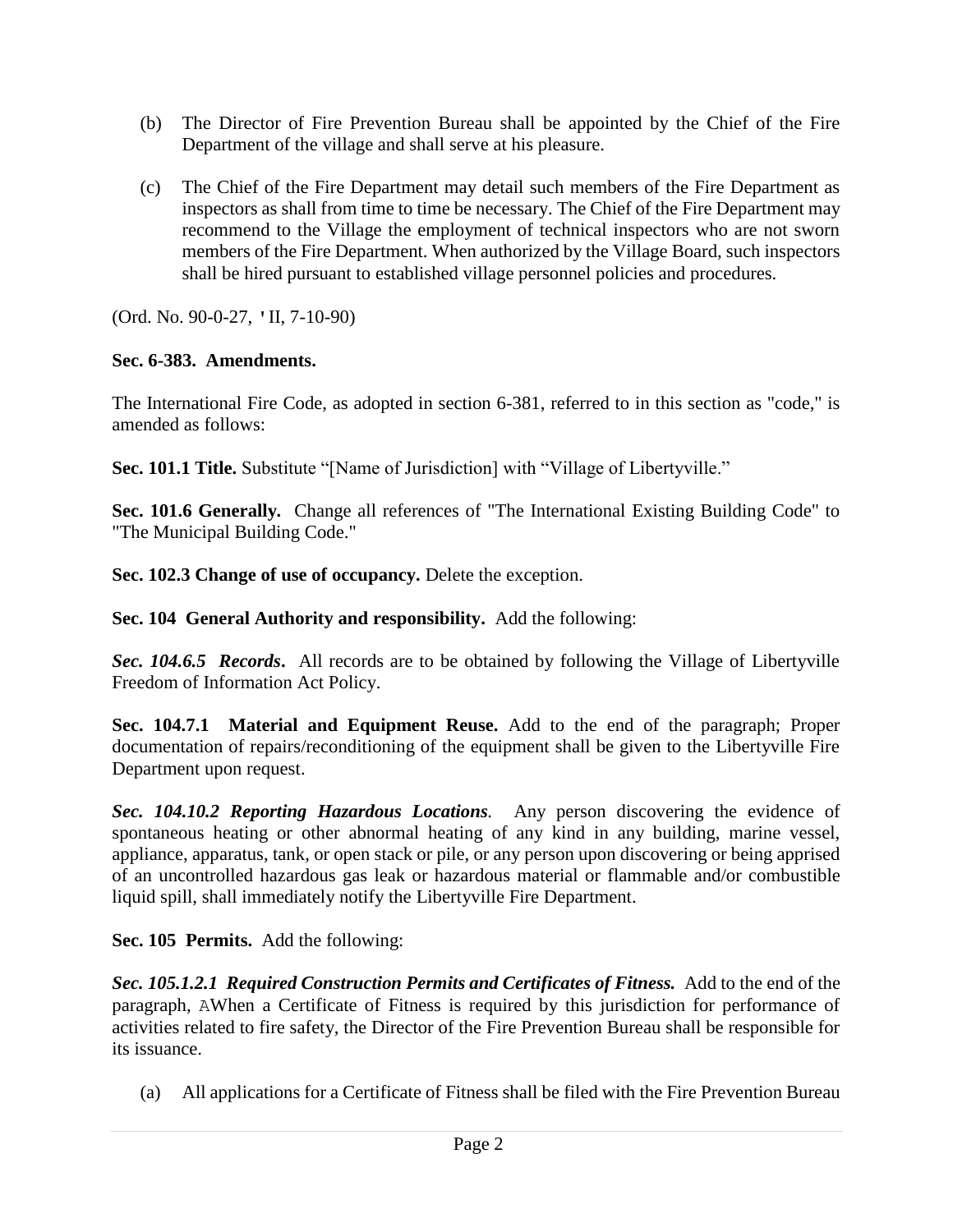(b) The Director of Fire Prevention Bureau shall be appointed by the Chief of the Fire Department of the village and shall serve at his pleasure.

(c) The Chief of the Fire Department may detail such members of the Fire Department as inspectors as shall from time to time be necessary. The Chief of the Fire Department may recommend to the Village the employment of technical inspectors who are not sworn members of the Fire Department. When authorized by the Village Board, such inspectors shall be hired pursuant to established village personnel policies and procedures.

(Ord. No. 90-0-27, ' II, 7-10-90)

**Sec. 6-383. Amendments.**

The International Fire Code, as adopted in section 6-381, referred to in this section as "code," is amended as follows:

**Sec. 101.1 Title.** Substitute "[Name of Jurisdiction] with "Village of Libertyville."

**Sec. 101.6 Generally.** Change all references of "The International Existing Building Code" to "The Municipal Building Code."

**Sec. 102.3 Change of use of occupancy.** Delete the exception.

**Sec. 104 General Authority and responsibility.** Add the following:

***Sec. 104.6.5 Records.*** All records are to be obtained by following the Village of Libertyville Freedom of Information Act Policy.

**Sec. 104.7.1 Material and Equipment Reuse.** Add to the end of the paragraph; Proper documentation of repairs/reconditioning of the equipment shall be given to the Libertyville Fire Department upon request.

***Sec. 104.10.2 Reporting Hazardous Locations.*** Any person discovering the evidence of spontaneous heating or other abnormal heating of any kind in any building, marine vessel, appliance, apparatus, tank, or open stack or pile, or any person upon discovering or being apprised of an uncontrolled hazardous gas leak or hazardous material or flammable and/or combustible liquid spill, shall immediately notify the Libertyville Fire Department.

**Sec. 105 Permits.** Add the following:

***Sec. 105.1.2.1 Required Construction Permits and Certificates of Fitness.*** Add to the end of the paragraph, AWhen a Certificate of Fitness is required by this jurisdiction for performance of activities related to fire safety, the Director of the Fire Prevention Bureau shall be responsible for its issuance.

(a) All applications for a Certificate of Fitness shall be filed with the Fire Prevention Bureau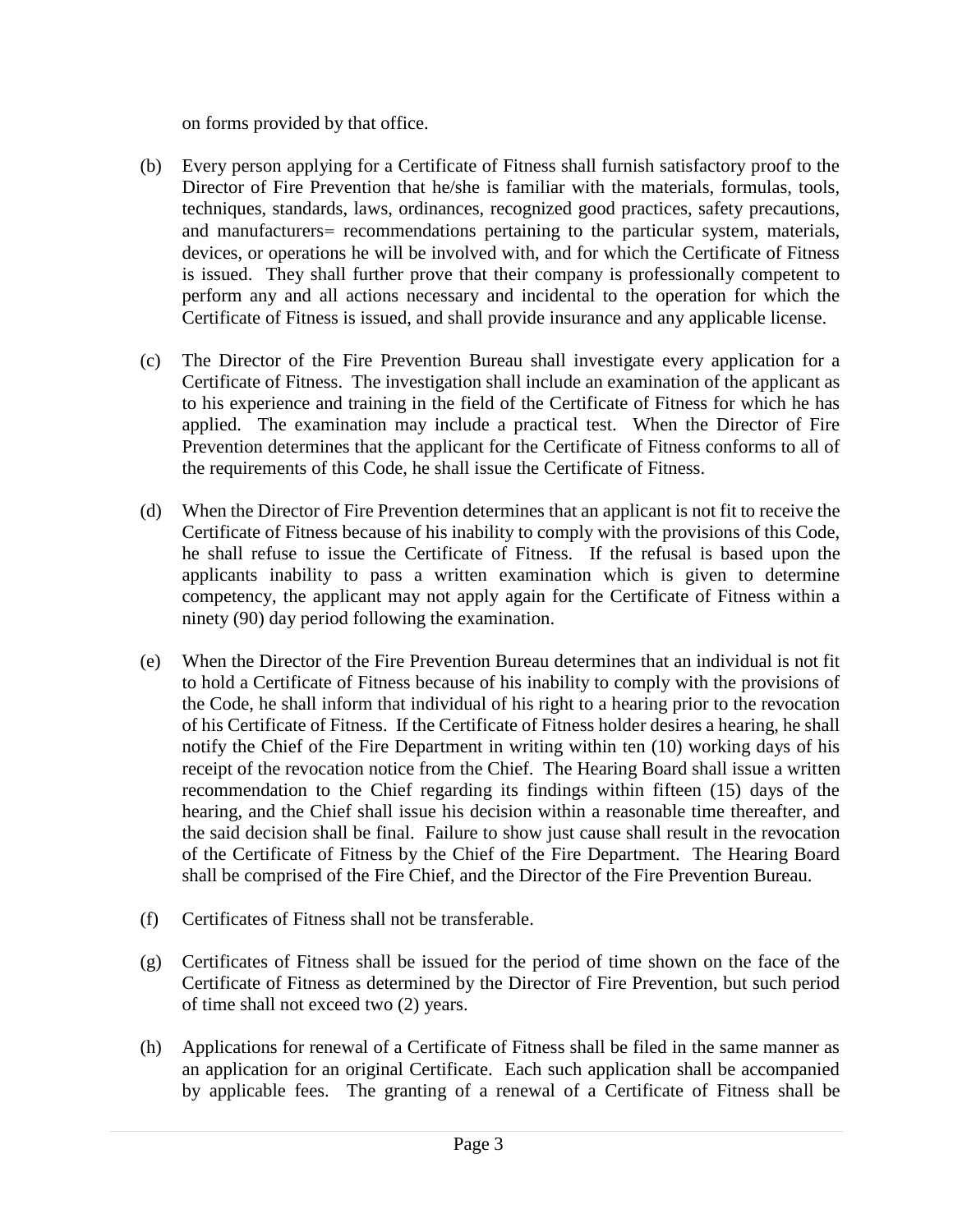on forms provided by that office.

(b) Every person applying for a Certificate of Fitness shall furnish satisfactory proof to the Director of Fire Prevention that he/she is familiar with the materials, formulas, tools, techniques, standards, laws, ordinances, recognized good practices, safety precautions, and manufacturers= recommendations pertaining to the particular system, materials, devices, or operations he will be involved with, and for which the Certificate of Fitness is issued. They shall further prove that their company is professionally competent to perform any and all actions necessary and incidental to the operation for which the Certificate of Fitness is issued, and shall provide insurance and any applicable license.

(c) The Director of the Fire Prevention Bureau shall investigate every application for a Certificate of Fitness. The investigation shall include an examination of the applicant as to his experience and training in the field of the Certificate of Fitness for which he has applied. The examination may include a practical test. When the Director of Fire Prevention determines that the applicant for the Certificate of Fitness conforms to all of the requirements of this Code, he shall issue the Certificate of Fitness.

(d) When the Director of Fire Prevention determines that an applicant is not fit to receive the Certificate of Fitness because of his inability to comply with the provisions of this Code, he shall refuse to issue the Certificate of Fitness. If the refusal is based upon the applicants inability to pass a written examination which is given to determine competency, the applicant may not apply again for the Certificate of Fitness within a ninety (90) day period following the examination.

(e) When the Director of the Fire Prevention Bureau determines that an individual is not fit to hold a Certificate of Fitness because of his inability to comply with the provisions of the Code, he shall inform that individual of his right to a hearing prior to the revocation of his Certificate of Fitness. If the Certificate of Fitness holder desires a hearing, he shall notify the Chief of the Fire Department in writing within ten (10) working days of his receipt of the revocation notice from the Chief. The Hearing Board shall issue a written recommendation to the Chief regarding its findings within fifteen (15) days of the hearing, and the Chief shall issue his decision within a reasonable time thereafter, and the said decision shall be final. Failure to show just cause shall result in the revocation of the Certificate of Fitness by the Chief of the Fire Department. The Hearing Board shall be comprised of the Fire Chief, and the Director of the Fire Prevention Bureau.

(f) Certificates of Fitness shall not be transferable.

(g) Certificates of Fitness shall be issued for the period of time shown on the face of the Certificate of Fitness as determined by the Director of Fire Prevention, but such period of time shall not exceed two (2) years.

(h) Applications for renewal of a Certificate of Fitness shall be filed in the same manner as an application for an original Certificate. Each such application shall be accompanied by applicable fees. The granting of a renewal of a Certificate of Fitness shall be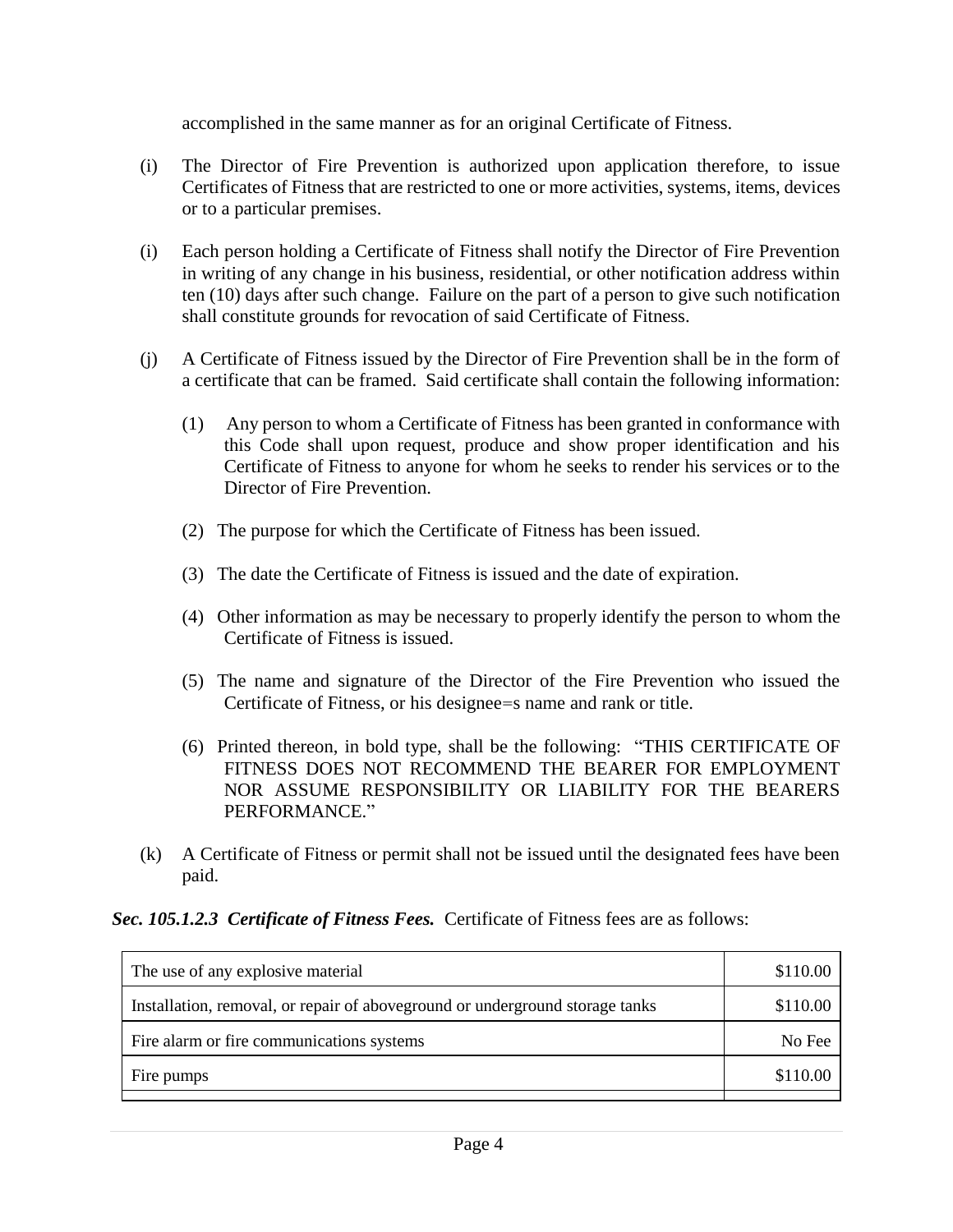accomplished in the same manner as for an original Certificate of Fitness.

(i) The Director of Fire Prevention is authorized upon application therefore, to issue Certificates of Fitness that are restricted to one or more activities, systems, items, devices or to a particular premises.

(i) Each person holding a Certificate of Fitness shall notify the Director of Fire Prevention in writing of any change in his business, residential, or other notification address within ten (10) days after such change. Failure on the part of a person to give such notification shall constitute grounds for revocation of said Certificate of Fitness.

(j) A Certificate of Fitness issued by the Director of Fire Prevention shall be in the form of a certificate that can be framed. Said certificate shall contain the following information:

(1) Any person to whom a Certificate of Fitness has been granted in conformance with this Code shall upon request, produce and show proper identification and his Certificate of Fitness to anyone for whom he seeks to render his services or to the Director of Fire Prevention.

(2) The purpose for which the Certificate of Fitness has been issued.

(3) The date the Certificate of Fitness is issued and the date of expiration.

(4) Other information as may be necessary to properly identify the person to whom the Certificate of Fitness is issued.

(5) The name and signature of the Director of the Fire Prevention who issued the Certificate of Fitness, or his designee=s name and rank or title.

(6) Printed thereon, in bold type, shall be the following: "THIS CERTIFICATE OF FITNESS DOES NOT RECOMMEND THE BEARER FOR EMPLOYMENT NOR ASSUME RESPONSIBILITY OR LIABILITY FOR THE BEARERS PERFORMANCE."

(k) A Certificate of Fitness or permit shall not be issued until the designated fees have been paid.

***Sec. 105.1.2.3 Certificate of Fitness Fees.*** Certificate of Fitness fees are as follows:

| | |
|---|---:|
| The use of any explosive material | \$110.00 |
| Installation, removal, or repair of aboveground or underground storage tanks | \$110.00 |
| Fire alarm or fire communications systems | No Fee |
| Fire pumps | \$110.00 |
| | |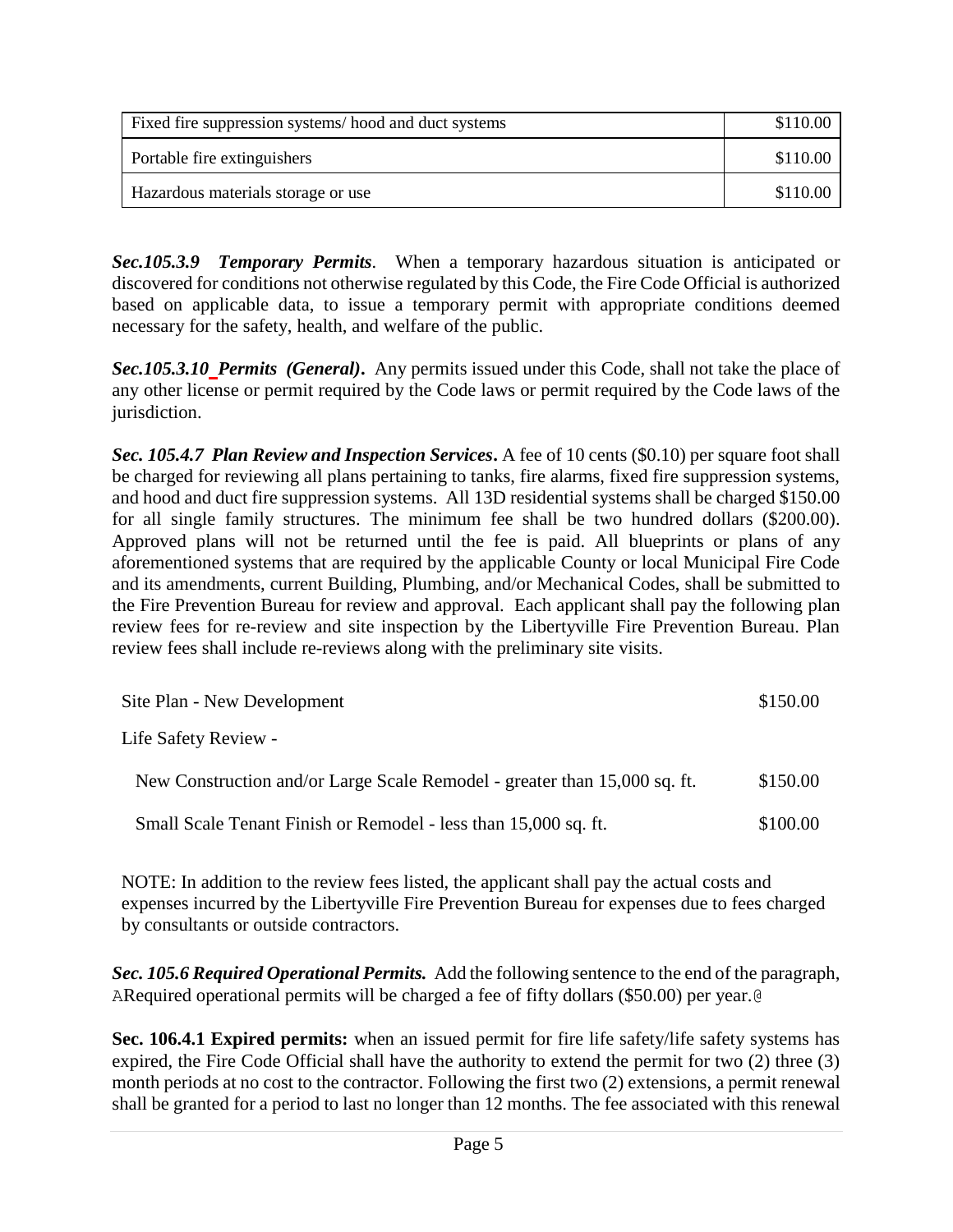| Fixed fire suppression systems/ hood and duct systems | $110.00 |
|---|---|
| Portable fire extinguishers | $110.00 |
| Hazardous materials storage or use | $110.00 |

***Sec.105.3.9 Temporary Permits***. When a temporary hazardous situation is anticipated or discovered for conditions not otherwise regulated by this Code, the Fire Code Official is authorized based on applicable data, to issue a temporary permit with appropriate conditions deemed necessary for the safety, health, and welfare of the public.

***Sec.105.3.10 Permits (General)***. Any permits issued under this Code, shall not take the place of any other license or permit required by the Code laws or permit required by the Code laws of the jurisdiction.

***Sec. 105.4.7 Plan Review and Inspection Services***. A fee of 10 cents ($0.10) per square foot shall be charged for reviewing all plans pertaining to tanks, fire alarms, fixed fire suppression systems, and hood and duct fire suppression systems. All 13D residential systems shall be charged $150.00 for all single family structures. The minimum fee shall be two hundred dollars ($200.00). Approved plans will not be returned until the fee is paid. All blueprints or plans of any aforementioned systems that are required by the applicable County or local Municipal Fire Code and its amendments, current Building, Plumbing, and/or Mechanical Codes, shall be submitted to the Fire Prevention Bureau for review and approval. Each applicant shall pay the following plan review fees for re-review and site inspection by the Libertyville Fire Prevention Bureau. Plan review fees shall include re-reviews along with the preliminary site visits.

| | |
|---|---|
| Site Plan - New Development | $150.00 |
| Life Safety Review - | |
| New Construction and/or Large Scale Remodel - greater than 15,000 sq. ft. | $150.00 |
| Small Scale Tenant Finish or Remodel - less than 15,000 sq. ft. | $100.00 |

NOTE: In addition to the review fees listed, the applicant shall pay the actual costs and expenses incurred by the Libertyville Fire Prevention Bureau for expenses due to fees charged by consultants or outside contractors.

***Sec. 105.6 Required Operational Permits.*** Add the following sentence to the end of the paragraph, ARequired operational permits will be charged a fee of fifty dollars ($50.00) per year.@

**Sec. 106.4.1 Expired permits:** when an issued permit for fire life safety/life safety systems has expired, the Fire Code Official shall have the authority to extend the permit for two (2) three (3) month periods at no cost to the contractor. Following the first two (2) extensions, a permit renewal shall be granted for a period to last no longer than 12 months. The fee associated with this renewal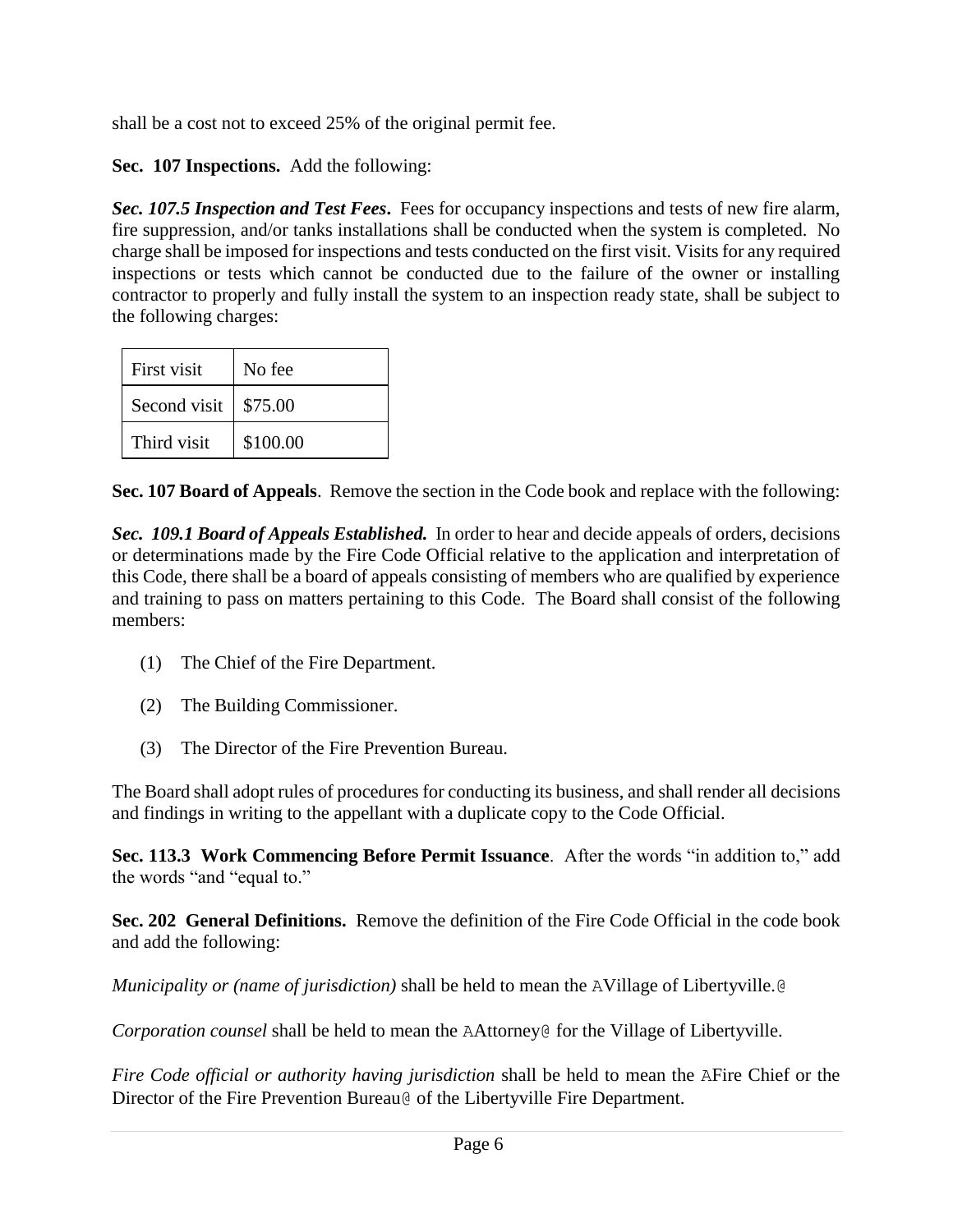shall be a cost not to exceed 25% of the original permit fee.

**Sec. 107 Inspections.** Add the following:

***Sec. 107.5 Inspection and Test Fees.*** Fees for occupancy inspections and tests of new fire alarm, fire suppression, and/or tanks installations shall be conducted when the system is completed. No charge shall be imposed for inspections and tests conducted on the first visit. Visits for any required inspections or tests which cannot be conducted due to the failure of the owner or installing contractor to properly and fully install the system to an inspection ready state, shall be subject to the following charges:

| First visit | No fee |
|---|---|
| Second visit | $75.00 |
| Third visit | $100.00 |

**Sec. 107 Board of Appeals**. Remove the section in the Code book and replace with the following:

***Sec. 109.1 Board of Appeals Established.*** In order to hear and decide appeals of orders, decisions or determinations made by the Fire Code Official relative to the application and interpretation of this Code, there shall be a board of appeals consisting of members who are qualified by experience and training to pass on matters pertaining to this Code. The Board shall consist of the following members:

(1) The Chief of the Fire Department.

(2) The Building Commissioner.

(3) The Director of the Fire Prevention Bureau.

The Board shall adopt rules of procedures for conducting its business, and shall render all decisions and findings in writing to the appellant with a duplicate copy to the Code Official.

**Sec. 113.3 Work Commencing Before Permit Issuance**. After the words "in addition to," add the words "and "equal to."

**Sec. 202 General Definitions.** Remove the definition of the Fire Code Official in the code book and add the following:

*Municipality or (name of jurisdiction)* shall be held to mean the AVillage of Libertyville.@

*Corporation counsel* shall be held to mean the AAttorney@ for the Village of Libertyville.

*Fire Code official or authority having jurisdiction* shall be held to mean the AFire Chief or the Director of the Fire Prevention Bureau@ of the Libertyville Fire Department.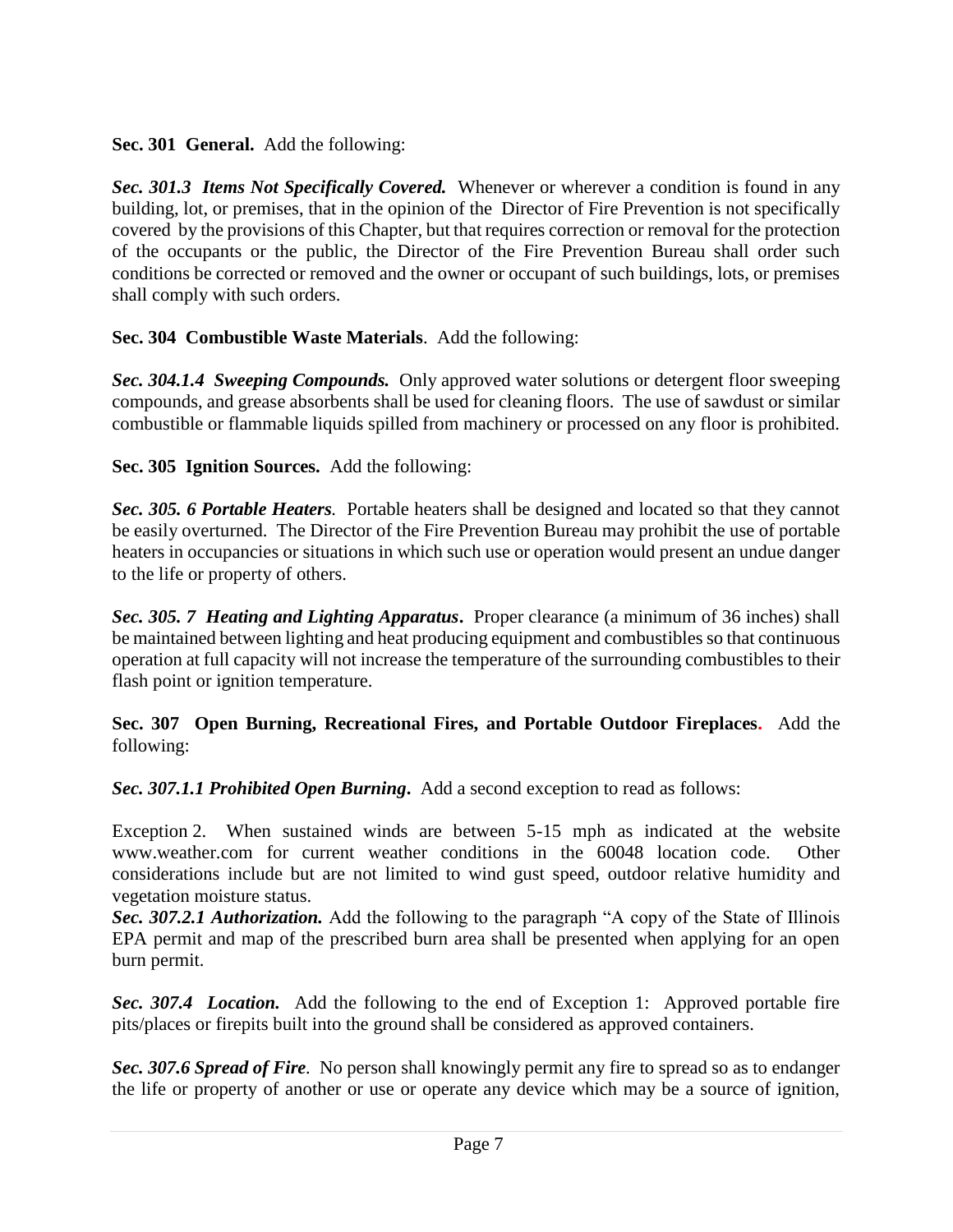**Sec. 301 General.** Add the following:

***Sec. 301.3 Items Not Specifically Covered.*** Whenever or wherever a condition is found in any building, lot, or premises, that in the opinion of the Director of Fire Prevention is not specifically covered by the provisions of this Chapter, but that requires correction or removal for the protection of the occupants or the public, the Director of the Fire Prevention Bureau shall order such conditions be corrected or removed and the owner or occupant of such buildings, lots, or premises shall comply with such orders.

**Sec. 304 Combustible Waste Materials**. Add the following:

***Sec. 304.1.4 Sweeping Compounds.*** Only approved water solutions or detergent floor sweeping compounds, and grease absorbents shall be used for cleaning floors. The use of sawdust or similar combustible or flammable liquids spilled from machinery or processed on any floor is prohibited.

**Sec. 305 Ignition Sources.** Add the following:

***Sec. 305. 6 Portable Heaters.*** Portable heaters shall be designed and located so that they cannot be easily overturned. The Director of the Fire Prevention Bureau may prohibit the use of portable heaters in occupancies or situations in which such use or operation would present an undue danger to the life or property of others.

***Sec. 305. 7 Heating and Lighting Apparatus*.** Proper clearance (a minimum of 36 inches) shall be maintained between lighting and heat producing equipment and combustibles so that continuous operation at full capacity will not increase the temperature of the surrounding combustibles to their flash point or ignition temperature.

**Sec. 307 Open Burning, Recreational Fires, and Portable Outdoor Fireplaces.** Add the following:

***Sec. 307.1.1 Prohibited Open Burning*.** Add a second exception to read as follows:

Exception 2. When sustained winds are between 5-15 mph as indicated at the website www.weather.com for current weather conditions in the 60048 location code. Other considerations include but are not limited to wind gust speed, outdoor relative humidity and vegetation moisture status.

***Sec. 307.2.1 Authorization.*** Add the following to the paragraph "A copy of the State of Illinois EPA permit and map of the prescribed burn area shall be presented when applying for an open burn permit.

***Sec. 307.4 Location.*** Add the following to the end of Exception 1: Approved portable fire pits/places or firepits built into the ground shall be considered as approved containers.

***Sec. 307.6 Spread of Fire*.** No person shall knowingly permit any fire to spread so as to endanger the life or property of another or use or operate any device which may be a source of ignition,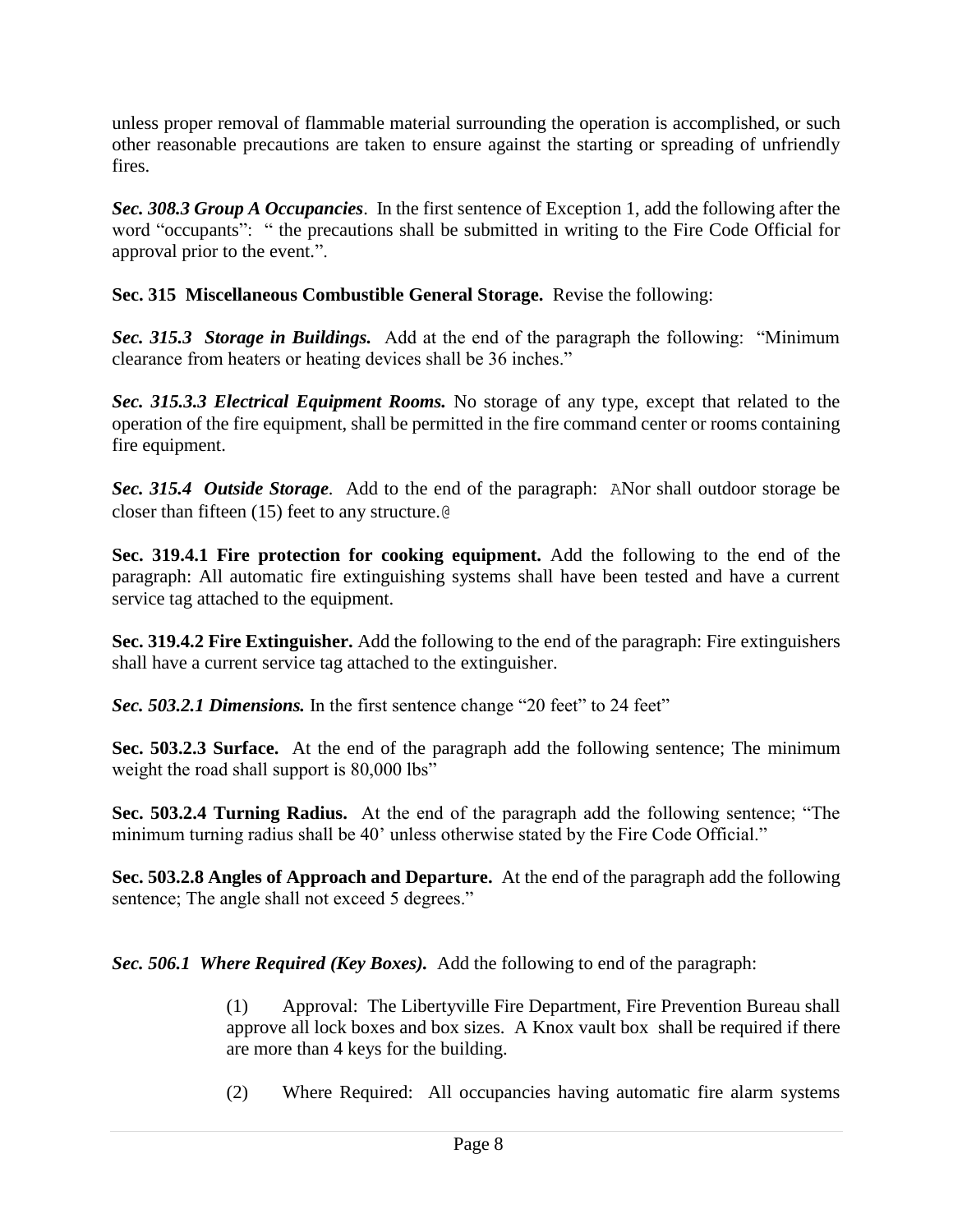unless proper removal of flammable material surrounding the operation is accomplished, or such other reasonable precautions are taken to ensure against the starting or spreading of unfriendly fires.

***Sec. 308.3 Group A Occupancies***. In the first sentence of Exception 1, add the following after the word "occupants": " the precautions shall be submitted in writing to the Fire Code Official for approval prior to the event.".

**Sec. 315 Miscellaneous Combustible General Storage.** Revise the following:

***Sec. 315.3 Storage in Buildings.*** Add at the end of the paragraph the following: "Minimum clearance from heaters or heating devices shall be 36 inches."

***Sec. 315.3.3 Electrical Equipment Rooms.*** No storage of any type, except that related to the operation of the fire equipment, shall be permitted in the fire command center or rooms containing fire equipment.

***Sec. 315.4 Outside Storage***. Add to the end of the paragraph: ANor shall outdoor storage be closer than fifteen (15) feet to any structure.@

**Sec. 319.4.1 Fire protection for cooking equipment.** Add the following to the end of the paragraph: All automatic fire extinguishing systems shall have been tested and have a current service tag attached to the equipment.

**Sec. 319.4.2 Fire Extinguisher.** Add the following to the end of the paragraph: Fire extinguishers shall have a current service tag attached to the extinguisher.

***Sec. 503.2.1 Dimensions.*** In the first sentence change "20 feet" to 24 feet"

**Sec. 503.2.3 Surface.** At the end of the paragraph add the following sentence; The minimum weight the road shall support is 80,000 lbs"

**Sec. 503.2.4 Turning Radius.** At the end of the paragraph add the following sentence; "The minimum turning radius shall be 40' unless otherwise stated by the Fire Code Official."

**Sec. 503.2.8 Angles of Approach and Departure.** At the end of the paragraph add the following sentence; The angle shall not exceed 5 degrees."

***Sec. 506.1 Where Required (Key Boxes).*** Add the following to end of the paragraph:

(1) Approval: The Libertyville Fire Department, Fire Prevention Bureau shall approve all lock boxes and box sizes. A Knox vault box shall be required if there are more than 4 keys for the building.

(2) Where Required: All occupancies having automatic fire alarm systems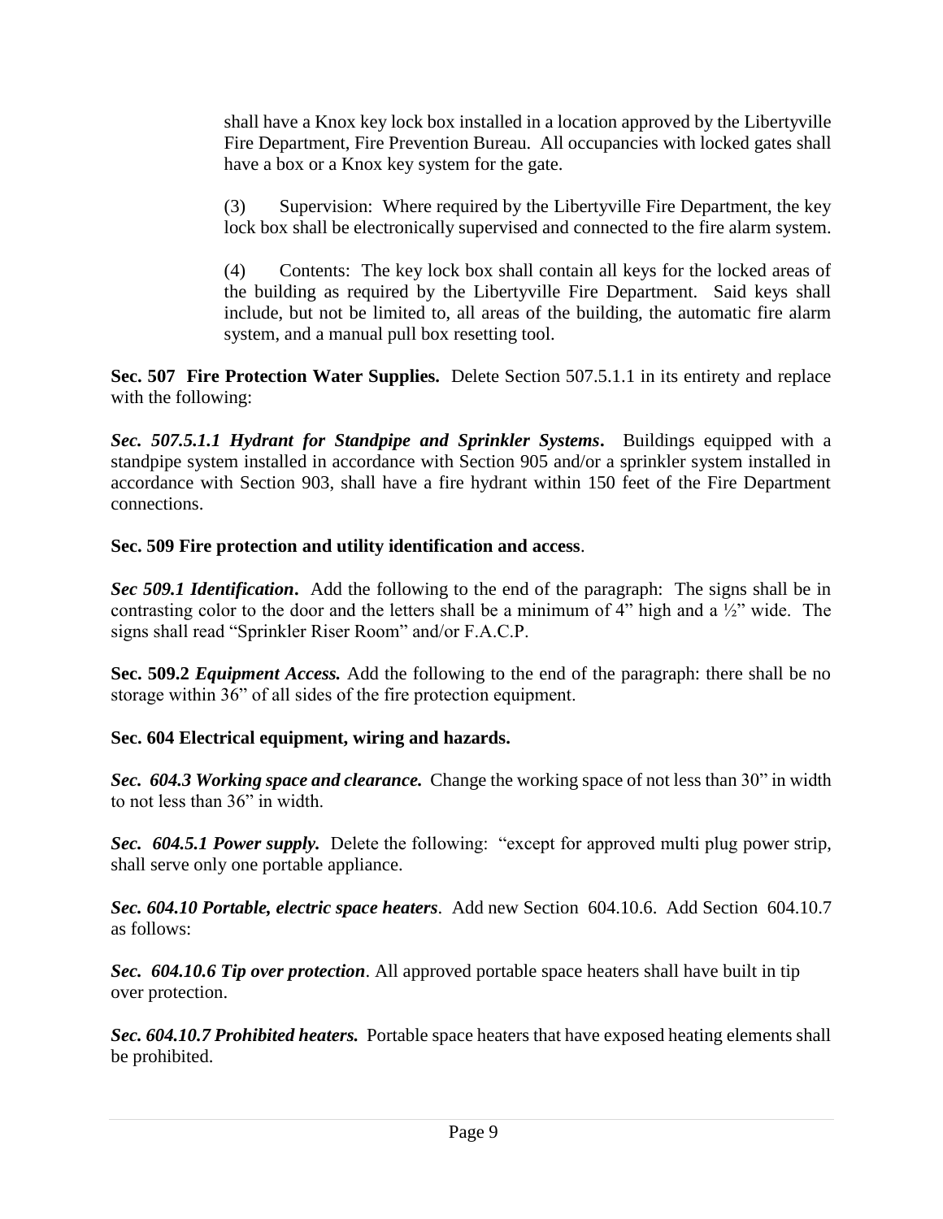shall have a Knox key lock box installed in a location approved by the Libertyville Fire Department, Fire Prevention Bureau. All occupancies with locked gates shall have a box or a Knox key system for the gate.

(3) Supervision: Where required by the Libertyville Fire Department, the key lock box shall be electronically supervised and connected to the fire alarm system.

(4) Contents: The key lock box shall contain all keys for the locked areas of the building as required by the Libertyville Fire Department. Said keys shall include, but not be limited to, all areas of the building, the automatic fire alarm system, and a manual pull box resetting tool.

**Sec. 507 Fire Protection Water Supplies.** Delete Section 507.5.1.1 in its entirety and replace with the following:

***Sec. 507.5.1.1 Hydrant for Standpipe and Sprinkler Systems.*** Buildings equipped with a standpipe system installed in accordance with Section 905 and/or a sprinkler system installed in accordance with Section 903, shall have a fire hydrant within 150 feet of the Fire Department connections.

**Sec. 509 Fire protection and utility identification and access**.

***Sec 509.1 Identification.*** Add the following to the end of the paragraph: The signs shall be in contrasting color to the door and the letters shall be a minimum of 4" high and a ½" wide. The signs shall read "Sprinkler Riser Room" and/or F.A.C.P.

**Sec. 509.2 *Equipment Access.*** Add the following to the end of the paragraph: there shall be no storage within 36" of all sides of the fire protection equipment.

**Sec. 604 Electrical equipment, wiring and hazards.**

***Sec. 604.3 Working space and clearance.*** Change the working space of not less than 30" in width to not less than 36" in width.

***Sec. 604.5.1 Power supply.*** Delete the following: "except for approved multi plug power strip, shall serve only one portable appliance.

***Sec. 604.10 Portable, electric space heaters***. Add new Section 604.10.6. Add Section 604.10.7 as follows:

***Sec. 604.10.6 Tip over protection***. All approved portable space heaters shall have built in tip over protection.

***Sec. 604.10.7 Prohibited heaters.*** Portable space heaters that have exposed heating elements shall be prohibited.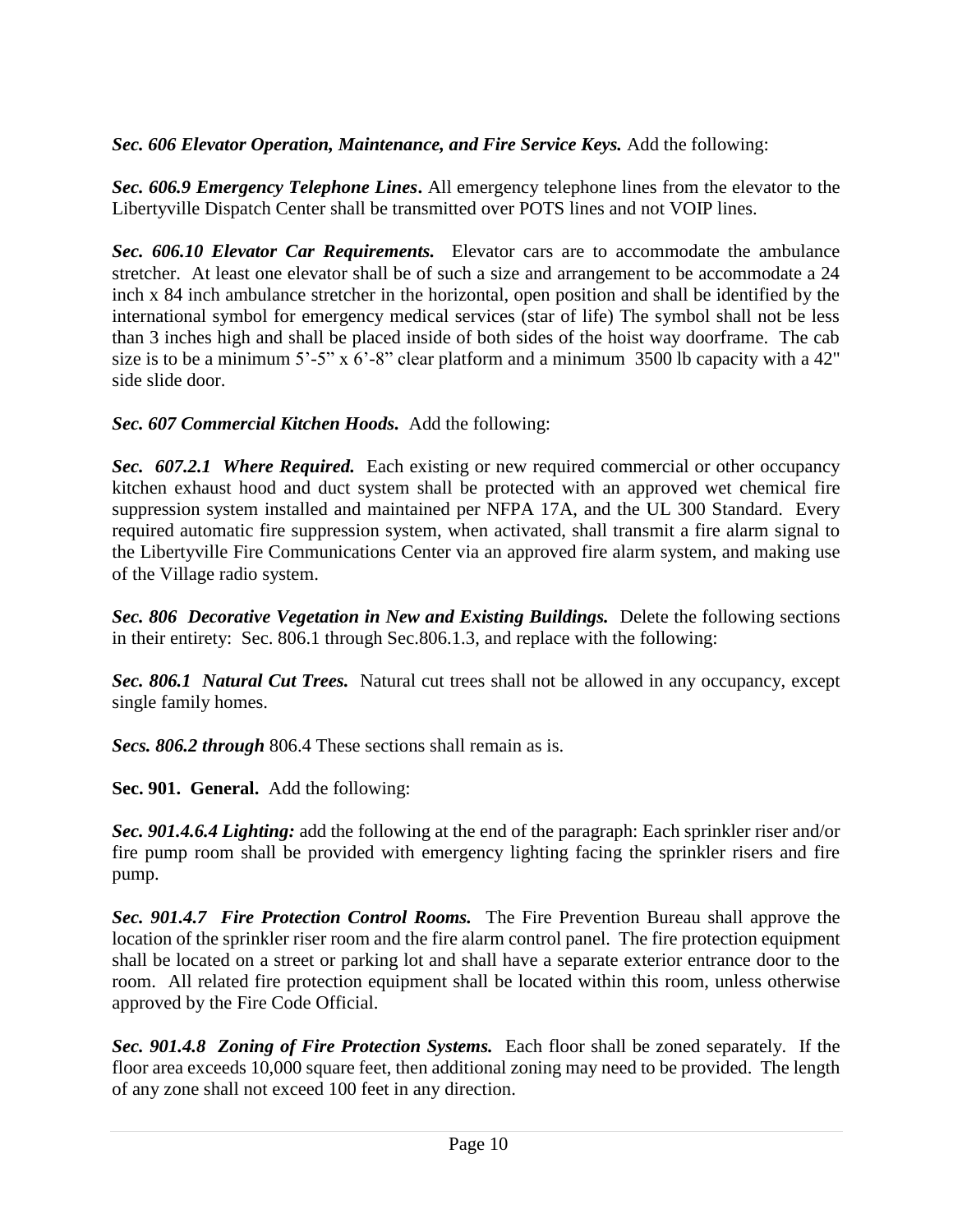***Sec. 606 Elevator Operation, Maintenance, and Fire Service Keys.*** Add the following:

***Sec. 606.9 Emergency Telephone Lines*.** All emergency telephone lines from the elevator to the Libertyville Dispatch Center shall be transmitted over POTS lines and not VOIP lines.

***Sec. 606.10 Elevator Car Requirements.*** Elevator cars are to accommodate the ambulance stretcher. At least one elevator shall be of such a size and arrangement to be accommodate a 24 inch x 84 inch ambulance stretcher in the horizontal, open position and shall be identified by the international symbol for emergency medical services (star of life) The symbol shall not be less than 3 inches high and shall be placed inside of both sides of the hoist way doorframe. The cab size is to be a minimum 5'-5" x 6'-8" clear platform and a minimum 3500 lb capacity with a 42" side slide door.

***Sec. 607 Commercial Kitchen Hoods.*** Add the following:

***Sec. 607.2.1 Where Required.*** Each existing or new required commercial or other occupancy kitchen exhaust hood and duct system shall be protected with an approved wet chemical fire suppression system installed and maintained per NFPA 17A, and the UL 300 Standard. Every required automatic fire suppression system, when activated, shall transmit a fire alarm signal to the Libertyville Fire Communications Center via an approved fire alarm system, and making use of the Village radio system.

***Sec. 806 Decorative Vegetation in New and Existing Buildings.*** Delete the following sections in their entirety: Sec. 806.1 through Sec.806.1.3, and replace with the following:

***Sec. 806.1 Natural Cut Trees.*** Natural cut trees shall not be allowed in any occupancy, except single family homes.

***Secs. 806.2 through*** 806.4 These sections shall remain as is.

**Sec. 901. General.** Add the following:

***Sec. 901.4.6.4 Lighting:*** add the following at the end of the paragraph: Each sprinkler riser and/or fire pump room shall be provided with emergency lighting facing the sprinkler risers and fire pump.

***Sec. 901.4.7 Fire Protection Control Rooms.*** The Fire Prevention Bureau shall approve the location of the sprinkler riser room and the fire alarm control panel. The fire protection equipment shall be located on a street or parking lot and shall have a separate exterior entrance door to the room. All related fire protection equipment shall be located within this room, unless otherwise approved by the Fire Code Official.

***Sec. 901.4.8 Zoning of Fire Protection Systems.*** Each floor shall be zoned separately. If the floor area exceeds 10,000 square feet, then additional zoning may need to be provided. The length of any zone shall not exceed 100 feet in any direction.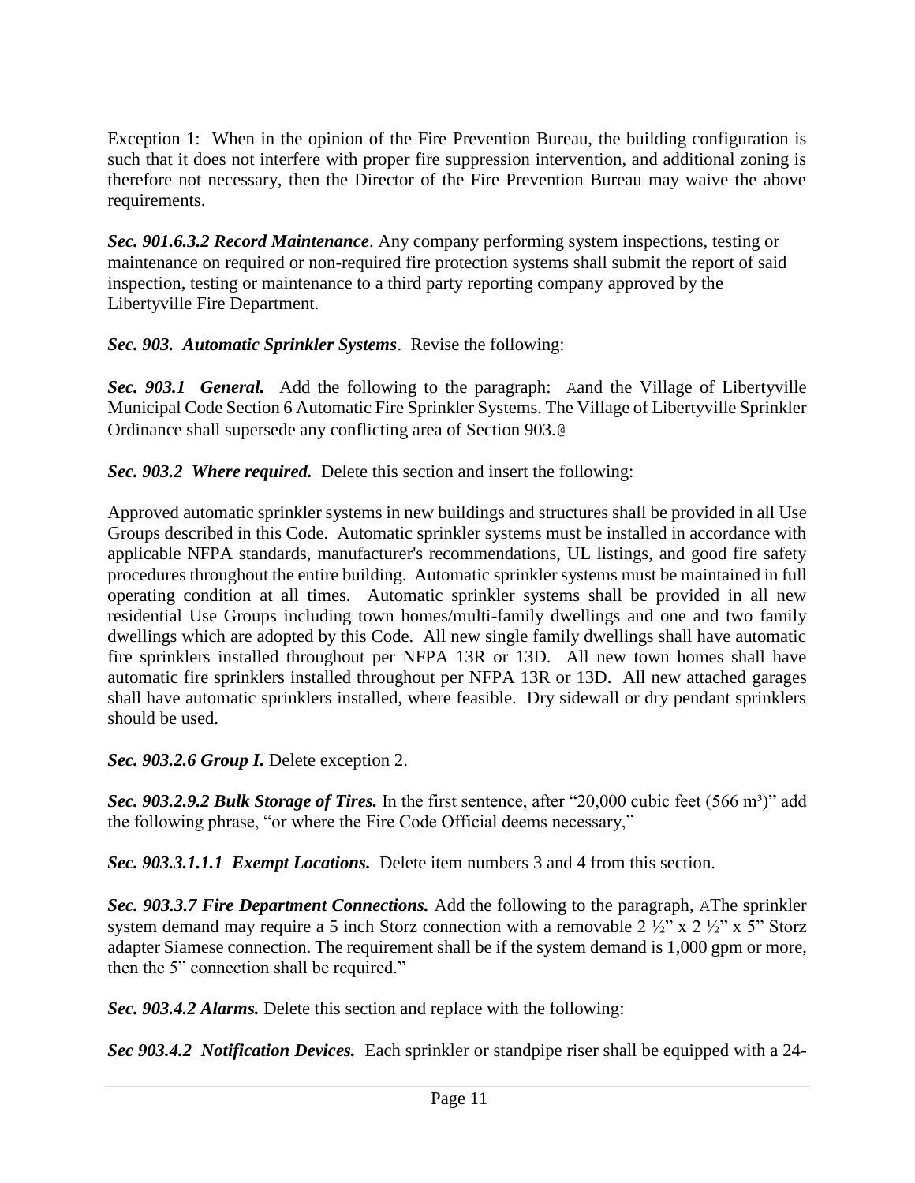Exception 1: When in the opinion of the Fire Prevention Bureau, the building configuration is such that it does not interfere with proper fire suppression intervention, and additional zoning is therefore not necessary, then the Director of the Fire Prevention Bureau may waive the above requirements.

***Sec. 901.6.3.2 Record Maintenance***. Any company performing system inspections, testing or maintenance on required or non-required fire protection systems shall submit the report of said inspection, testing or maintenance to a third party reporting company approved by the Libertyville Fire Department.

***Sec. 903. Automatic Sprinkler Systems***. Revise the following:

***Sec. 903.1 General.*** Add the following to the paragraph: Aand the Village of Libertyville Municipal Code Section 6 Automatic Fire Sprinkler Systems. The Village of Libertyville Sprinkler Ordinance shall supersede any conflicting area of Section 903.@

***Sec. 903.2 Where required.*** Delete this section and insert the following:

Approved automatic sprinkler systems in new buildings and structures shall be provided in all Use Groups described in this Code. Automatic sprinkler systems must be installed in accordance with applicable NFPA standards, manufacturer's recommendations, UL listings, and good fire safety procedures throughout the entire building. Automatic sprinkler systems must be maintained in full operating condition at all times. Automatic sprinkler systems shall be provided in all new residential Use Groups including town homes/multi-family dwellings and one and two family dwellings which are adopted by this Code. All new single family dwellings shall have automatic fire sprinklers installed throughout per NFPA 13R or 13D. All new town homes shall have automatic fire sprinklers installed throughout per NFPA 13R or 13D. All new attached garages shall have automatic sprinklers installed, where feasible. Dry sidewall or dry pendant sprinklers should be used.

***Sec. 903.2.6 Group I.*** Delete exception 2.

***Sec. 903.2.9.2 Bulk Storage of Tires.*** In the first sentence, after "20,000 cubic feet (566 $m^3$)" add the following phrase, "or where the Fire Code Official deems necessary,"

***Sec. 903.3.1.1.1 Exempt Locations.*** Delete item numbers 3 and 4 from this section.

***Sec. 903.3.7 Fire Department Connections.*** Add the following to the paragraph, AThe sprinkler system demand may require a 5 inch Storz connection with a removable 2 ½" x 2 ½" x 5" Storz adapter Siamese connection. The requirement shall be if the system demand is 1,000 gpm or more, then the 5" connection shall be required."

***Sec. 903.4.2 Alarms.*** Delete this section and replace with the following:

***Sec 903.4.2 Notification Devices.*** Each sprinkler or standpipe riser shall be equipped with a 24-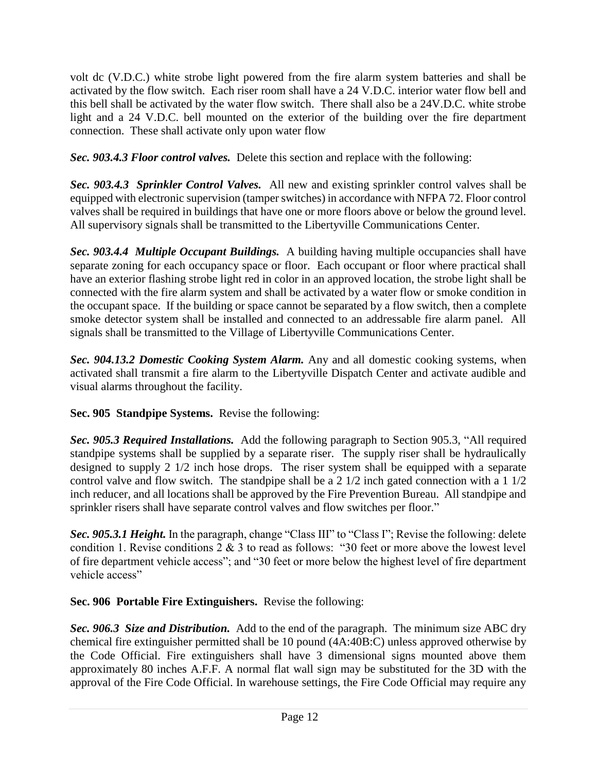volt dc (V.D.C.) white strobe light powered from the fire alarm system batteries and shall be activated by the flow switch. Each riser room shall have a 24 V.D.C. interior water flow bell and this bell shall be activated by the water flow switch. There shall also be a 24V.D.C. white strobe light and a 24 V.D.C. bell mounted on the exterior of the building over the fire department connection. These shall activate only upon water flow

***Sec. 903.4.3 Floor control valves.*** Delete this section and replace with the following:

***Sec. 903.4.3 Sprinkler Control Valves.*** All new and existing sprinkler control valves shall be equipped with electronic supervision (tamper switches) in accordance with NFPA 72. Floor control valves shall be required in buildings that have one or more floors above or below the ground level. All supervisory signals shall be transmitted to the Libertyville Communications Center.

***Sec. 903.4.4 Multiple Occupant Buildings.*** A building having multiple occupancies shall have separate zoning for each occupancy space or floor. Each occupant or floor where practical shall have an exterior flashing strobe light red in color in an approved location, the strobe light shall be connected with the fire alarm system and shall be activated by a water flow or smoke condition in the occupant space. If the building or space cannot be separated by a flow switch, then a complete smoke detector system shall be installed and connected to an addressable fire alarm panel. All signals shall be transmitted to the Village of Libertyville Communications Center.

***Sec. 904.13.2 Domestic Cooking System Alarm.*** Any and all domestic cooking systems, when activated shall transmit a fire alarm to the Libertyville Dispatch Center and activate audible and visual alarms throughout the facility.

**Sec. 905 Standpipe Systems.** Revise the following:

***Sec. 905.3 Required Installations.*** Add the following paragraph to Section 905.3, "All required standpipe systems shall be supplied by a separate riser. The supply riser shall be hydraulically designed to supply 2 1/2 inch hose drops. The riser system shall be equipped with a separate control valve and flow switch. The standpipe shall be a 2 1/2 inch gated connection with a 1 1/2 inch reducer, and all locations shall be approved by the Fire Prevention Bureau. All standpipe and sprinkler risers shall have separate control valves and flow switches per floor."

***Sec. 905.3.1 Height.*** In the paragraph, change "Class III" to "Class I"; Revise the following: delete condition 1. Revise conditions 2 & 3 to read as follows: "30 feet or more above the lowest level of fire department vehicle access"; and "30 feet or more below the highest level of fire department vehicle access"

**Sec. 906 Portable Fire Extinguishers.** Revise the following:

***Sec. 906.3 Size and Distribution.*** Add to the end of the paragraph. The minimum size ABC dry chemical fire extinguisher permitted shall be 10 pound (4A:40B:C) unless approved otherwise by the Code Official. Fire extinguishers shall have 3 dimensional signs mounted above them approximately 80 inches A.F.F. A normal flat wall sign may be substituted for the 3D with the approval of the Fire Code Official. In warehouse settings, the Fire Code Official may require any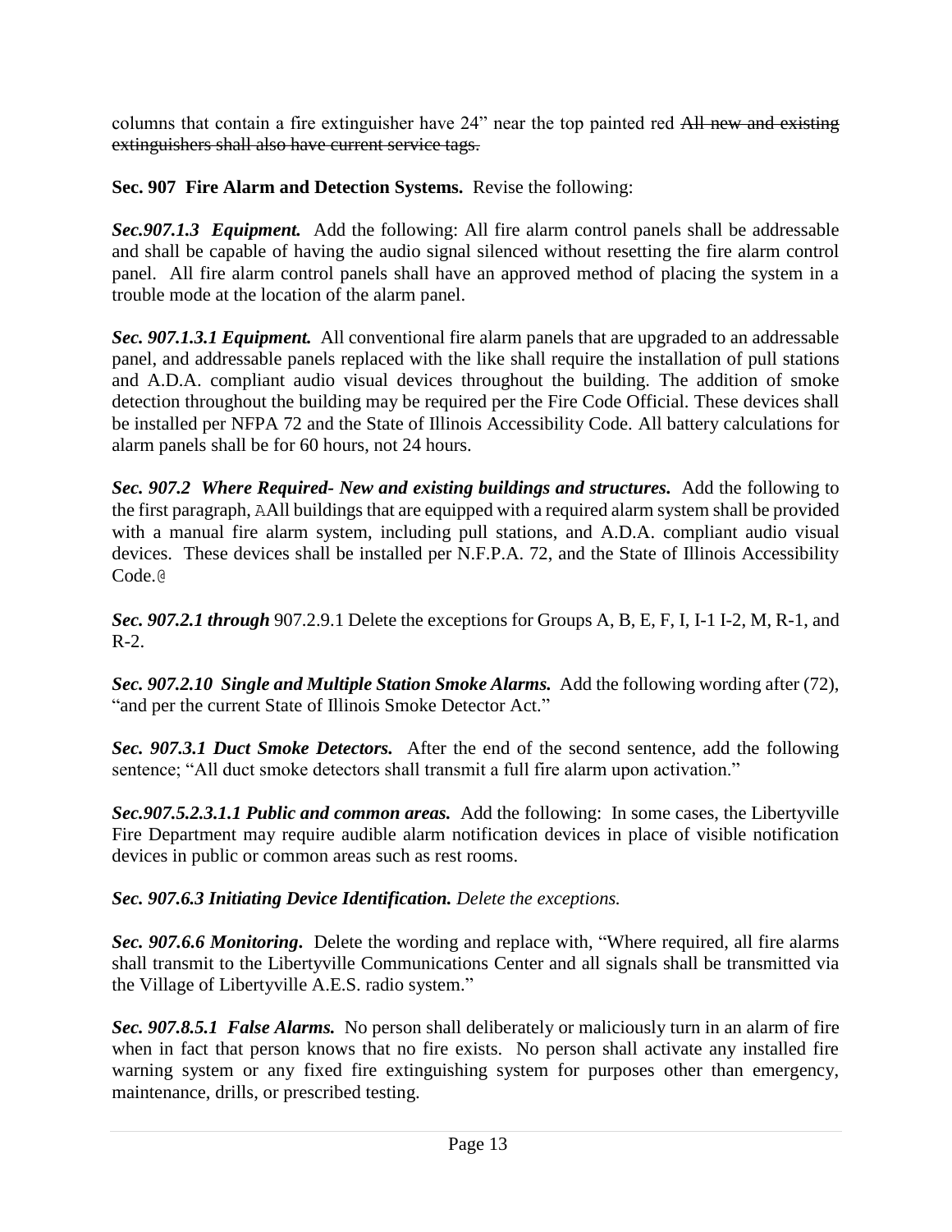columns that contain a fire extinguisher have 24" near the top painted red ~~All new and existing extinguishers shall also have current service tags.~~

**Sec. 907 Fire Alarm and Detection Systems.** Revise the following:

***Sec.907.1.3 Equipment.*** Add the following: All fire alarm control panels shall be addressable and shall be capable of having the audio signal silenced without resetting the fire alarm control panel. All fire alarm control panels shall have an approved method of placing the system in a trouble mode at the location of the alarm panel.

***Sec. 907.1.3.1 Equipment.*** All conventional fire alarm panels that are upgraded to an addressable panel, and addressable panels replaced with the like shall require the installation of pull stations and A.D.A. compliant audio visual devices throughout the building. The addition of smoke detection throughout the building may be required per the Fire Code Official. These devices shall be installed per NFPA 72 and the State of Illinois Accessibility Code. All battery calculations for alarm panels shall be for 60 hours, not 24 hours.

***Sec. 907.2 Where Required- New and existing buildings and structures.*** Add the following to the first paragraph, AAll buildings that are equipped with a required alarm system shall be provided with a manual fire alarm system, including pull stations, and A.D.A. compliant audio visual devices. These devices shall be installed per N.F.P.A. 72, and the State of Illinois Accessibility Code.@

***Sec. 907.2.1 through*** 907.2.9.1 Delete the exceptions for Groups A, B, E, F, I, I-1 I-2, M, R-1, and R-2.

***Sec. 907.2.10 Single and Multiple Station Smoke Alarms.*** Add the following wording after (72), "and per the current State of Illinois Smoke Detector Act."

***Sec. 907.3.1 Duct Smoke Detectors.*** After the end of the second sentence, add the following sentence; "All duct smoke detectors shall transmit a full fire alarm upon activation."

***Sec.907.5.2.3.1.1 Public and common areas.*** Add the following: In some cases, the Libertyville Fire Department may require audible alarm notification devices in place of visible notification devices in public or common areas such as rest rooms.

***Sec. 907.6.3 Initiating Device Identification.*** *Delete the exceptions.*

***Sec. 907.6.6 Monitoring*.** Delete the wording and replace with, "Where required, all fire alarms shall transmit to the Libertyville Communications Center and all signals shall be transmitted via the Village of Libertyville A.E.S. radio system."

***Sec. 907.8.5.1 False Alarms.*** No person shall deliberately or maliciously turn in an alarm of fire when in fact that person knows that no fire exists. No person shall activate any installed fire warning system or any fixed fire extinguishing system for purposes other than emergency, maintenance, drills, or prescribed testing.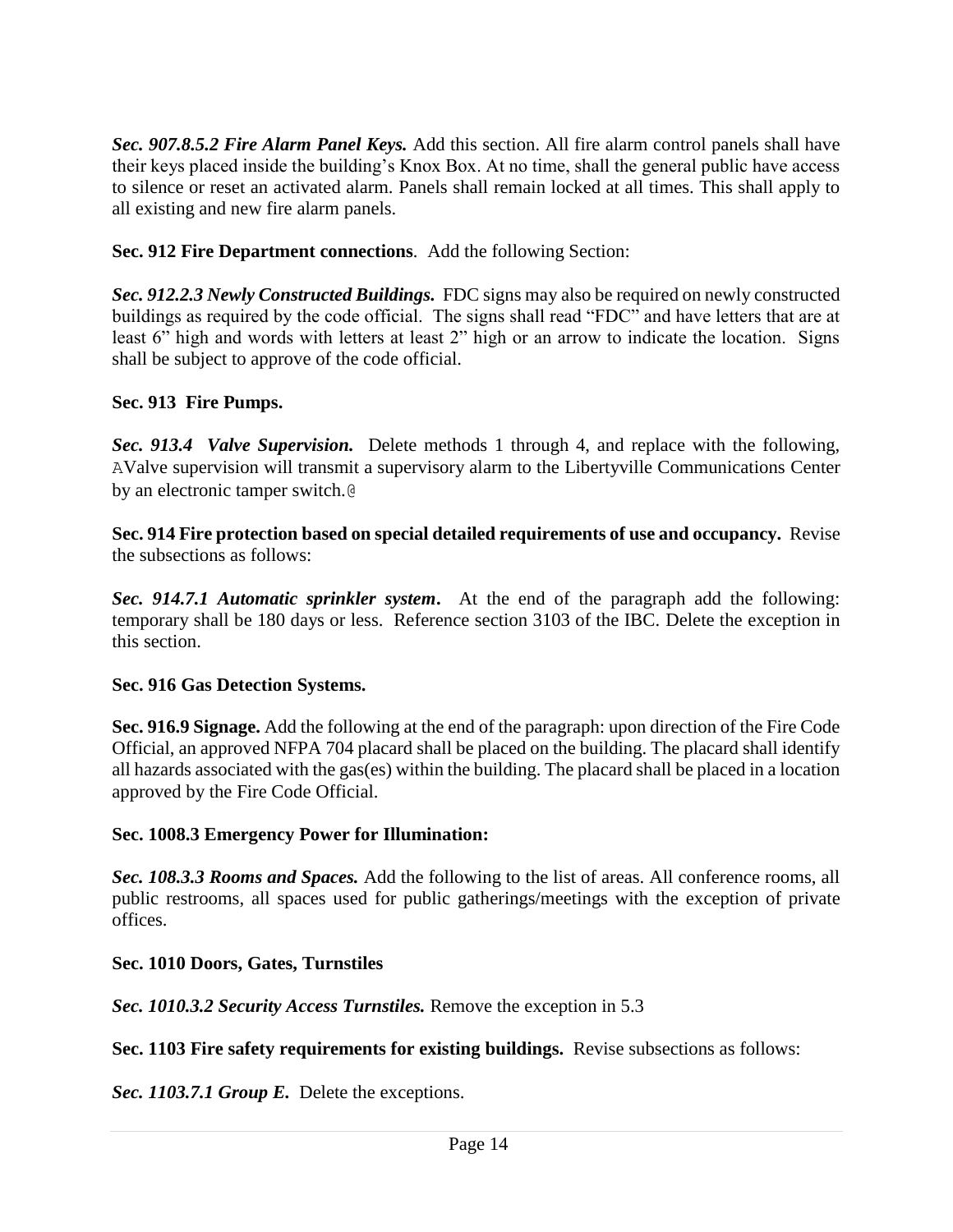***Sec. 907.8.5.2 Fire Alarm Panel Keys.*** Add this section. All fire alarm control panels shall have their keys placed inside the building's Knox Box. At no time, shall the general public have access to silence or reset an activated alarm. Panels shall remain locked at all times. This shall apply to all existing and new fire alarm panels.

**Sec. 912 Fire Department connections**. Add the following Section:

***Sec. 912.2.3 Newly Constructed Buildings.*** FDC signs may also be required on newly constructed buildings as required by the code official. The signs shall read "FDC" and have letters that are at least 6" high and words with letters at least 2" high or an arrow to indicate the location. Signs shall be subject to approve of the code official.

**Sec. 913 Fire Pumps.**

***Sec. 913.4 Valve Supervision.*** Delete methods 1 through 4, and replace with the following, AValve supervision will transmit a supervisory alarm to the Libertyville Communications Center by an electronic tamper switch.@

**Sec. 914 Fire protection based on special detailed requirements of use and occupancy.** Revise the subsections as follows:

***Sec. 914.7.1 Automatic sprinkler system.*** At the end of the paragraph add the following: temporary shall be 180 days or less. Reference section 3103 of the IBC. Delete the exception in this section.

**Sec. 916 Gas Detection Systems.**

**Sec. 916.9 Signage.** Add the following at the end of the paragraph: upon direction of the Fire Code Official, an approved NFPA 704 placard shall be placed on the building. The placard shall identify all hazards associated with the gas(es) within the building. The placard shall be placed in a location approved by the Fire Code Official.

**Sec. 1008.3 Emergency Power for Illumination:**

***Sec. 108.3.3 Rooms and Spaces.*** Add the following to the list of areas. All conference rooms, all public restrooms, all spaces used for public gatherings/meetings with the exception of private offices.

**Sec. 1010 Doors, Gates, Turnstiles**

***Sec. 1010.3.2 Security Access Turnstiles.*** Remove the exception in 5.3

**Sec. 1103 Fire safety requirements for existing buildings.** Revise subsections as follows:

***Sec. 1103.7.1 Group E.*** Delete the exceptions.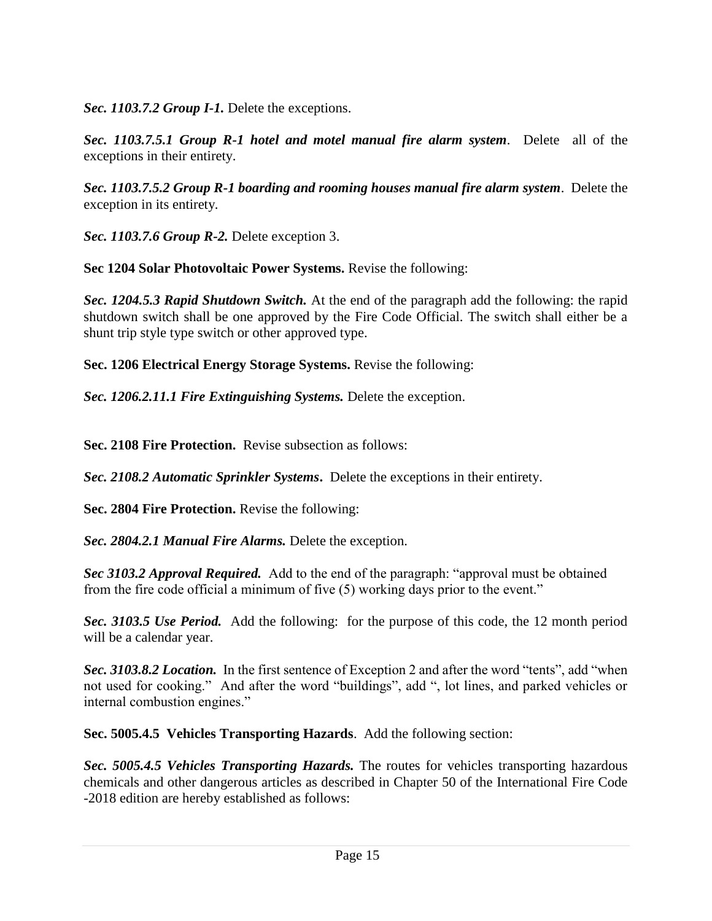***Sec. 1103.7.2 Group I-1.*** Delete the exceptions.

***Sec. 1103.7.5.1 Group R-1 hotel and motel manual fire alarm system***. Delete all of the exceptions in their entirety.

***Sec. 1103.7.5.2 Group R-1 boarding and rooming houses manual fire alarm system***. Delete the exception in its entirety.

***Sec. 1103.7.6 Group R-2.*** Delete exception 3.

**Sec 1204 Solar Photovoltaic Power Systems.** Revise the following:

***Sec. 1204.5.3 Rapid Shutdown Switch.*** At the end of the paragraph add the following: the rapid shutdown switch shall be one approved by the Fire Code Official. The switch shall either be a shunt trip style type switch or other approved type.

**Sec. 1206 Electrical Energy Storage Systems.** Revise the following:

***Sec. 1206.2.11.1 Fire Extinguishing Systems.*** Delete the exception.

**Sec. 2108 Fire Protection.** Revise subsection as follows:

***Sec. 2108.2 Automatic Sprinkler Systems***. Delete the exceptions in their entirety.

**Sec. 2804 Fire Protection.** Revise the following:

***Sec. 2804.2.1 Manual Fire Alarms.*** Delete the exception.

***Sec 3103.2 Approval Required.*** Add to the end of the paragraph: "approval must be obtained from the fire code official a minimum of five (5) working days prior to the event."

***Sec. 3103.5 Use Period.*** Add the following: for the purpose of this code, the 12 month period will be a calendar year.

***Sec. 3103.8.2 Location.*** In the first sentence of Exception 2 and after the word "tents", add "when not used for cooking." And after the word "buildings", add ", lot lines, and parked vehicles or internal combustion engines."

**Sec. 5005.4.5 Vehicles Transporting Hazards**. Add the following section:

***Sec. 5005.4.5 Vehicles Transporting Hazards.*** The routes for vehicles transporting hazardous chemicals and other dangerous articles as described in Chapter 50 of the International Fire Code -2018 edition are hereby established as follows: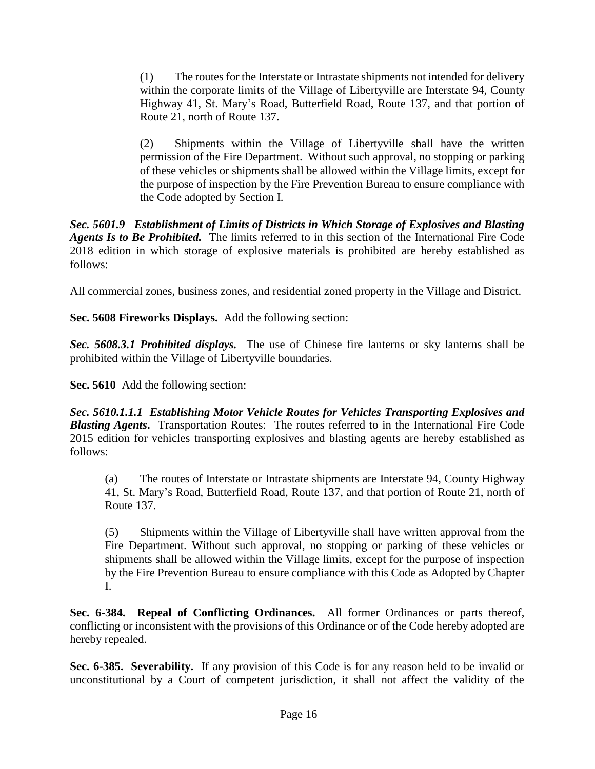(1) The routes for the Interstate or Intrastate shipments not intended for delivery within the corporate limits of the Village of Libertyville are Interstate 94, County Highway 41, St. Mary's Road, Butterfield Road, Route 137, and that portion of Route 21, north of Route 137.

(2) Shipments within the Village of Libertyville shall have the written permission of the Fire Department. Without such approval, no stopping or parking of these vehicles or shipments shall be allowed within the Village limits, except for the purpose of inspection by the Fire Prevention Bureau to ensure compliance with the Code adopted by Section I.

***Sec. 5601.9 Establishment of Limits of Districts in Which Storage of Explosives and Blasting Agents Is to Be Prohibited.*** The limits referred to in this section of the International Fire Code 2018 edition in which storage of explosive materials is prohibited are hereby established as follows:

All commercial zones, business zones, and residential zoned property in the Village and District.

**Sec. 5608 Fireworks Displays.** Add the following section:

***Sec. 5608.3.1 Prohibited displays.*** The use of Chinese fire lanterns or sky lanterns shall be prohibited within the Village of Libertyville boundaries.

**Sec. 5610** Add the following section:

***Sec. 5610.1.1.1 Establishing Motor Vehicle Routes for Vehicles Transporting Explosives and Blasting Agents.*** Transportation Routes: The routes referred to in the International Fire Code 2015 edition for vehicles transporting explosives and blasting agents are hereby established as follows:

(a) The routes of Interstate or Intrastate shipments are Interstate 94, County Highway 41, St. Mary's Road, Butterfield Road, Route 137, and that portion of Route 21, north of Route 137.

(5) Shipments within the Village of Libertyville shall have written approval from the Fire Department. Without such approval, no stopping or parking of these vehicles or shipments shall be allowed within the Village limits, except for the purpose of inspection by the Fire Prevention Bureau to ensure compliance with this Code as Adopted by Chapter I.

**Sec. 6-384. Repeal of Conflicting Ordinances.** All former Ordinances or parts thereof, conflicting or inconsistent with the provisions of this Ordinance or of the Code hereby adopted are hereby repealed.

**Sec. 6-385. Severability.** If any provision of this Code is for any reason held to be invalid or unconstitutional by a Court of competent jurisdiction, it shall not affect the validity of the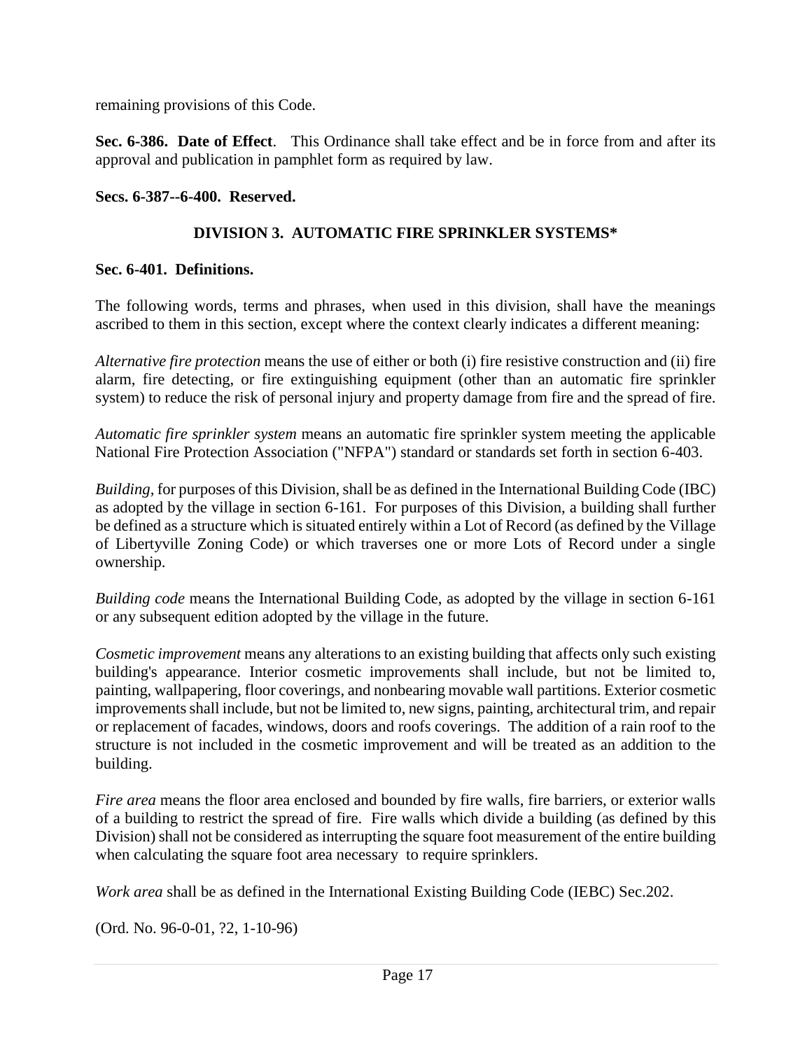remaining provisions of this Code.

**Sec. 6-386. Date of Effect**. This Ordinance shall take effect and be in force from and after its approval and publication in pamphlet form as required by law.

**Secs. 6-387--6-400. Reserved.**

## DIVISION 3. AUTOMATIC FIRE SPRINKLER SYSTEMS*

**Sec. 6-401. Definitions.**

The following words, terms and phrases, when used in this division, shall have the meanings ascribed to them in this section, except where the context clearly indicates a different meaning:

*Alternative fire protection* means the use of either or both (i) fire resistive construction and (ii) fire alarm, fire detecting, or fire extinguishing equipment (other than an automatic fire sprinkler system) to reduce the risk of personal injury and property damage from fire and the spread of fire.

*Automatic fire sprinkler system* means an automatic fire sprinkler system meeting the applicable National Fire Protection Association ("NFPA") standard or standards set forth in section 6-403.

*Building,* for purposes of this Division, shall be as defined in the International Building Code (IBC) as adopted by the village in section 6-161. For purposes of this Division, a building shall further be defined as a structure which is situated entirely within a Lot of Record (as defined by the Village of Libertyville Zoning Code) or which traverses one or more Lots of Record under a single ownership.

*Building code* means the International Building Code, as adopted by the village in section 6-161 or any subsequent edition adopted by the village in the future.

*Cosmetic improvement* means any alterations to an existing building that affects only such existing building's appearance. Interior cosmetic improvements shall include, but not be limited to, painting, wallpapering, floor coverings, and nonbearing movable wall partitions. Exterior cosmetic improvements shall include, but not be limited to, new signs, painting, architectural trim, and repair or replacement of facades, windows, doors and roofs coverings. The addition of a rain roof to the structure is not included in the cosmetic improvement and will be treated as an addition to the building.

*Fire area* means the floor area enclosed and bounded by fire walls, fire barriers, or exterior walls of a building to restrict the spread of fire. Fire walls which divide a building (as defined by this Division) shall not be considered as interrupting the square foot measurement of the entire building when calculating the square foot area necessary to require sprinklers.

*Work area* shall be as defined in the International Existing Building Code (IEBC) Sec.202.

(Ord. No. 96-0-01, ?2, 1-10-96)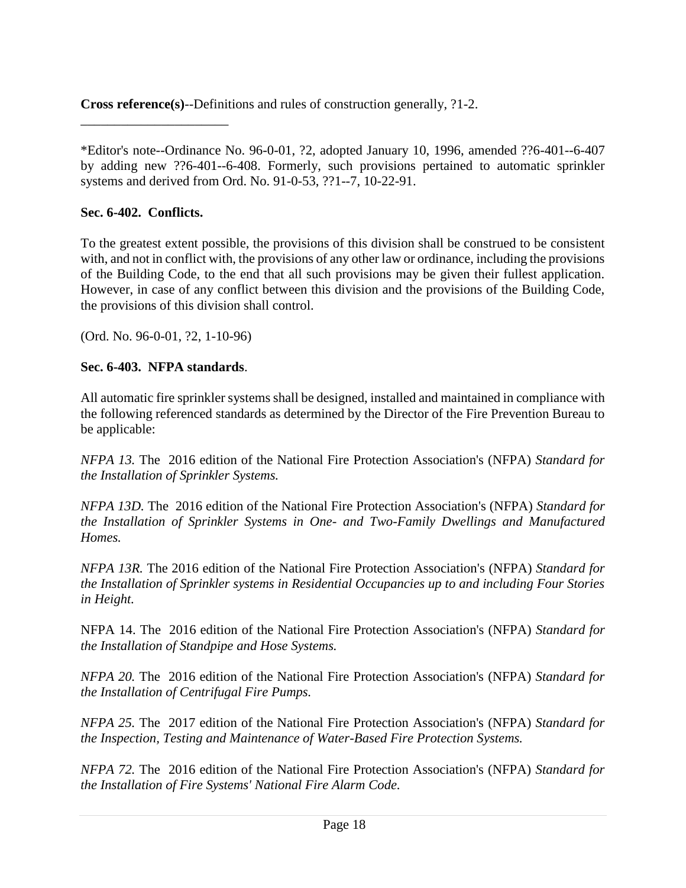**Cross reference(s)**--Definitions and rules of construction generally, ?1-2.

______________________

*Editor's note--Ordinance No. 96-0-01, ?2, adopted January 10, 1996, amended ??6-401--6-407 by adding new ??6-401--6-408. Formerly, such provisions pertained to automatic sprinkler systems and derived from Ord. No. 91-0-53, ??1--7, 10-22-91.

**Sec. 6-402. Conflicts.**

To the greatest extent possible, the provisions of this division shall be construed to be consistent with, and not in conflict with, the provisions of any other law or ordinance, including the provisions of the Building Code, to the end that all such provisions may be given their fullest application. However, in case of any conflict between this division and the provisions of the Building Code, the provisions of this division shall control.

(Ord. No. 96-0-01, ?2, 1-10-96)

**Sec. 6-403. NFPA standards**.

All automatic fire sprinkler systems shall be designed, installed and maintained in compliance with the following referenced standards as determined by the Director of the Fire Prevention Bureau to be applicable:

*NFPA 13.* The 2016 edition of the National Fire Protection Association's (NFPA) *Standard for the Installation of Sprinkler Systems.*

*NFPA 13D.* The 2016 edition of the National Fire Protection Association's (NFPA) *Standard for the Installation of Sprinkler Systems in One- and Two-Family Dwellings and Manufactured Homes.*

*NFPA 13R.* The 2016 edition of the National Fire Protection Association's (NFPA) *Standard for the Installation of Sprinkler systems in Residential Occupancies up to and including Four Stories in Height.*

NFPA 14. The 2016 edition of the National Fire Protection Association's (NFPA) *Standard for the Installation of Standpipe and Hose Systems.*

*NFPA 20.* The 2016 edition of the National Fire Protection Association's (NFPA) *Standard for the Installation of Centrifugal Fire Pumps.*

*NFPA 25.* The 2017 edition of the National Fire Protection Association's (NFPA) *Standard for the Inspection, Testing and Maintenance of Water-Based Fire Protection Systems.*

*NFPA 72.* The 2016 edition of the National Fire Protection Association's (NFPA) *Standard for the Installation of Fire Systems' National Fire Alarm Code.*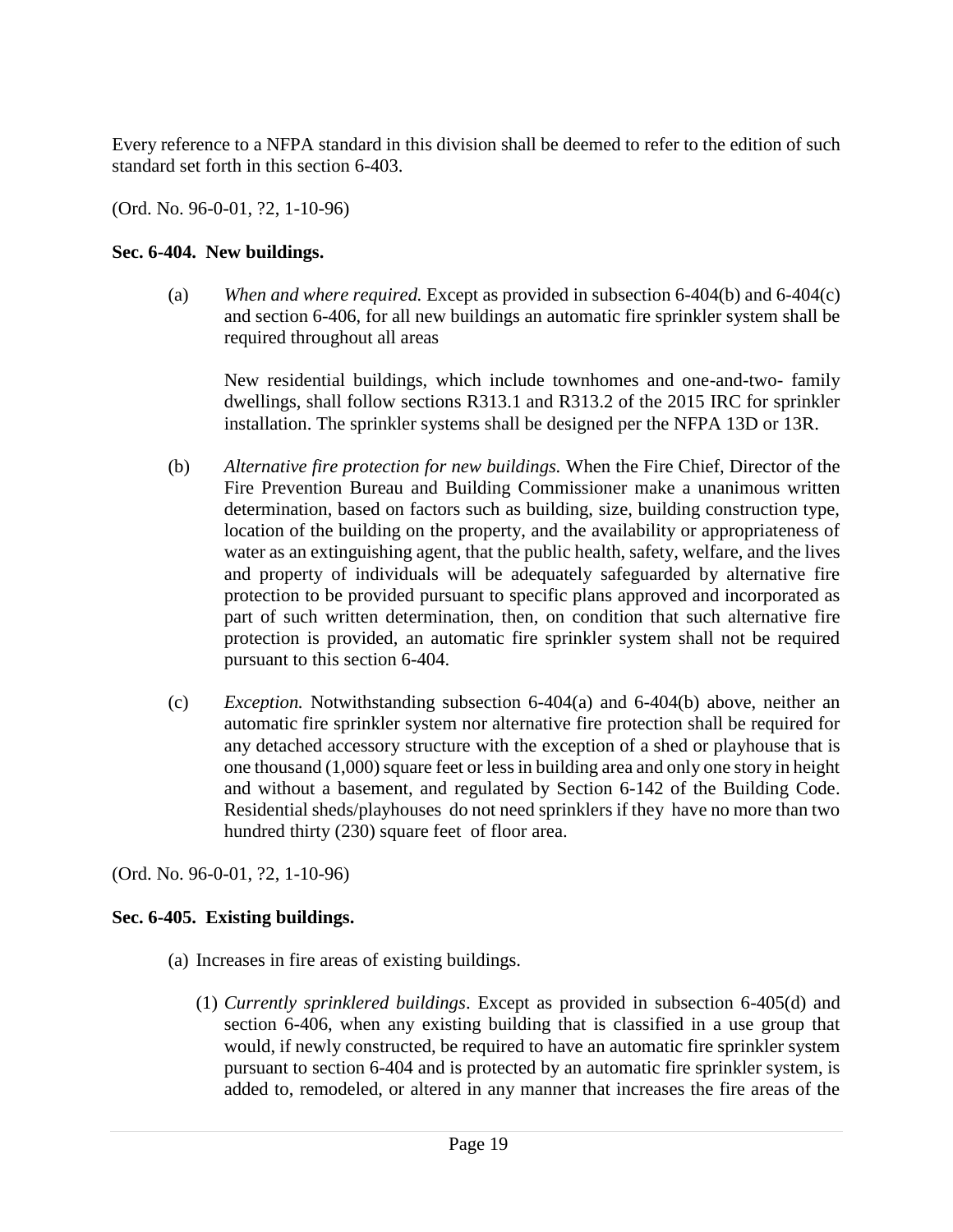Every reference to a NFPA standard in this division shall be deemed to refer to the edition of such standard set forth in this section 6-403.

(Ord. No. 96-0-01, ?2, 1-10-96)

**Sec. 6-404. New buildings.**

(a) *When and where required.* Except as provided in subsection 6-404(b) and 6-404(c) and section 6-406, for all new buildings an automatic fire sprinkler system shall be required throughout all areas

New residential buildings, which include townhomes and one-and-two- family dwellings, shall follow sections R313.1 and R313.2 of the 2015 IRC for sprinkler installation. The sprinkler systems shall be designed per the NFPA 13D or 13R.

(b) *Alternative fire protection for new buildings.* When the Fire Chief, Director of the Fire Prevention Bureau and Building Commissioner make a unanimous written determination, based on factors such as building, size, building construction type, location of the building on the property, and the availability or appropriateness of water as an extinguishing agent, that the public health, safety, welfare, and the lives and property of individuals will be adequately safeguarded by alternative fire protection to be provided pursuant to specific plans approved and incorporated as part of such written determination, then, on condition that such alternative fire protection is provided, an automatic fire sprinkler system shall not be required pursuant to this section 6-404.

(c) *Exception.* Notwithstanding subsection 6-404(a) and 6-404(b) above, neither an automatic fire sprinkler system nor alternative fire protection shall be required for any detached accessory structure with the exception of a shed or playhouse that is one thousand (1,000) square feet or less in building area and only one story in height and without a basement, and regulated by Section 6-142 of the Building Code. Residential sheds/playhouses do not need sprinklers if they have no more than two hundred thirty (230) square feet of floor area.

(Ord. No. 96-0-01, ?2, 1-10-96)

**Sec. 6-405. Existing buildings.**

(a) Increases in fire areas of existing buildings.

(1) *Currently sprinklered buildings*. Except as provided in subsection 6-405(d) and section 6-406, when any existing building that is classified in a use group that would, if newly constructed, be required to have an automatic fire sprinkler system pursuant to section 6-404 and is protected by an automatic fire sprinkler system, is added to, remodeled, or altered in any manner that increases the fire areas of the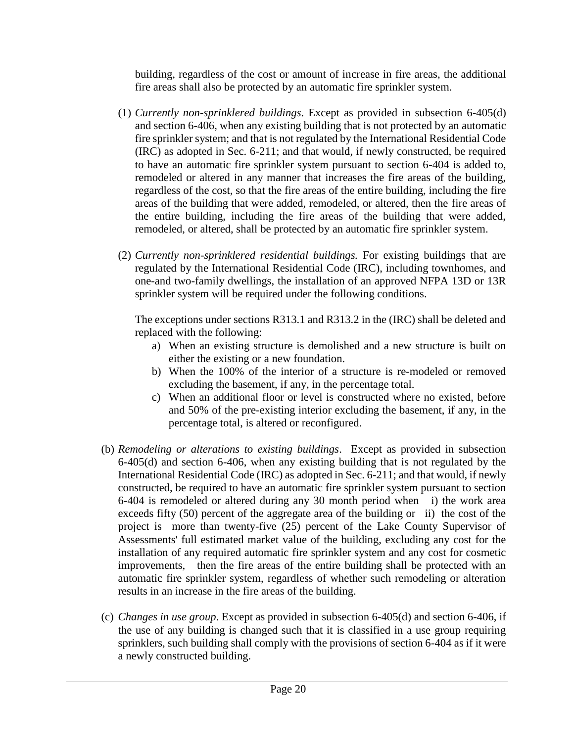building, regardless of the cost or amount of increase in fire areas, the additional fire areas shall also be protected by an automatic fire sprinkler system.

(1) *Currently non-sprinklered buildings*. Except as provided in subsection 6-405(d) and section 6-406, when any existing building that is not protected by an automatic fire sprinkler system; and that is not regulated by the International Residential Code (IRC) as adopted in Sec. 6-211; and that would, if newly constructed, be required to have an automatic fire sprinkler system pursuant to section 6-404 is added to, remodeled or altered in any manner that increases the fire areas of the building, regardless of the cost, so that the fire areas of the entire building, including the fire areas of the building that were added, remodeled, or altered, then the fire areas of the entire building, including the fire areas of the building that were added, remodeled, or altered, shall be protected by an automatic fire sprinkler system.

(2) *Currently non-sprinklered residential buildings.* For existing buildings that are regulated by the International Residential Code (IRC), including townhomes, and one-and two-family dwellings, the installation of an approved NFPA 13D or 13R sprinkler system will be required under the following conditions.

The exceptions under sections R313.1 and R313.2 in the (IRC) shall be deleted and replaced with the following:

a) When an existing structure is demolished and a new structure is built on either the existing or a new foundation.
b) When the 100% of the interior of a structure is re-modeled or removed excluding the basement, if any, in the percentage total.
c) When an additional floor or level is constructed where no existed, before and 50% of the pre-existing interior excluding the basement, if any, in the percentage total, is altered or reconfigured.

(b) *Remodeling or alterations to existing buildings*. Except as provided in subsection 6-405(d) and section 6-406, when any existing building that is not regulated by the International Residential Code (IRC) as adopted in Sec. 6-211; and that would, if newly constructed, be required to have an automatic fire sprinkler system pursuant to section 6-404 is remodeled or altered during any 30 month period when i) the work area exceeds fifty (50) percent of the aggregate area of the building or ii) the cost of the project is more than twenty-five (25) percent of the Lake County Supervisor of Assessments' full estimated market value of the building, excluding any cost for the installation of any required automatic fire sprinkler system and any cost for cosmetic improvements, then the fire areas of the entire building shall be protected with an automatic fire sprinkler system, regardless of whether such remodeling or alteration results in an increase in the fire areas of the building.

(c) *Changes in use group*. Except as provided in subsection 6-405(d) and section 6-406, if the use of any building is changed such that it is classified in a use group requiring sprinklers, such building shall comply with the provisions of section 6-404 as if it were a newly constructed building.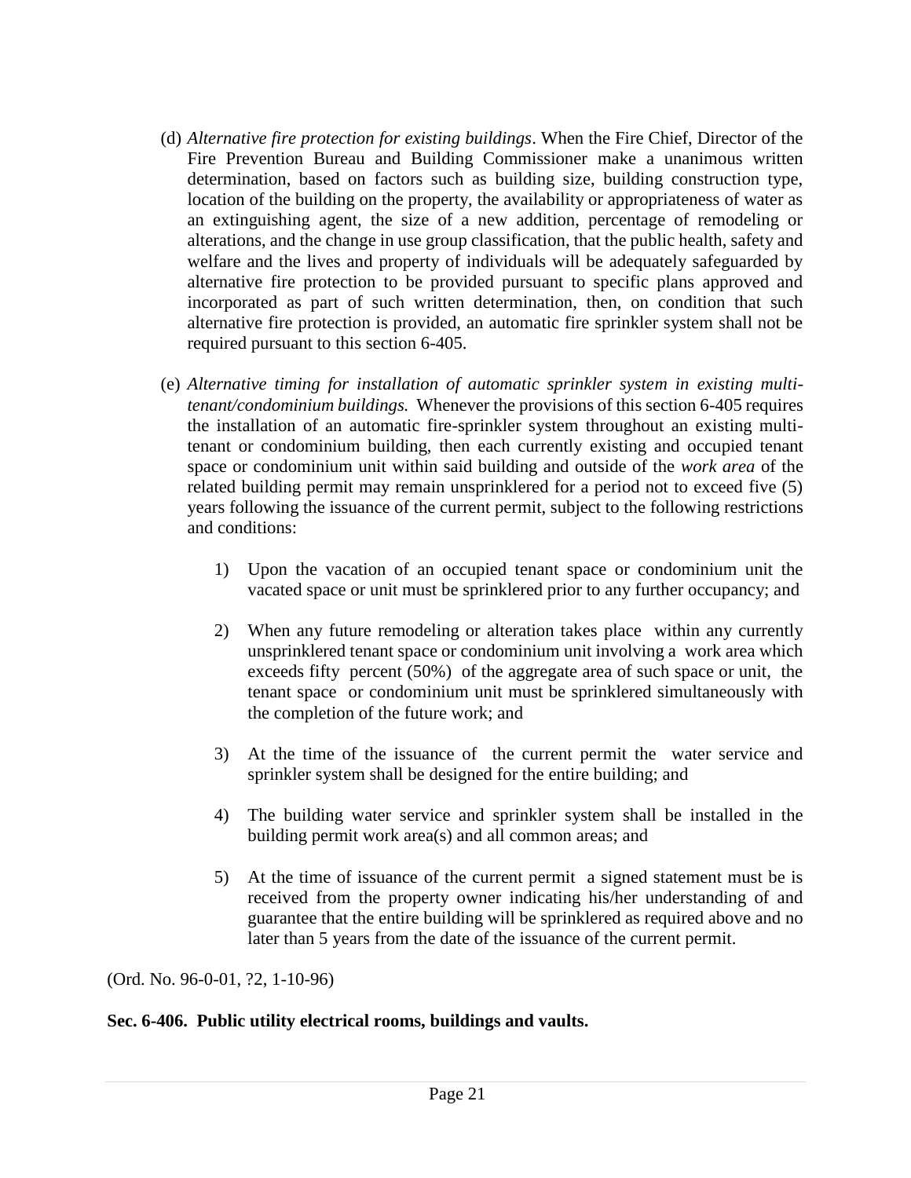(d) *Alternative fire protection for existing buildings*. When the Fire Chief, Director of the Fire Prevention Bureau and Building Commissioner make a unanimous written determination, based on factors such as building size, building construction type, location of the building on the property, the availability or appropriateness of water as an extinguishing agent, the size of a new addition, percentage of remodeling or alterations, and the change in use group classification, that the public health, safety and welfare and the lives and property of individuals will be adequately safeguarded by alternative fire protection to be provided pursuant to specific plans approved and incorporated as part of such written determination, then, on condition that such alternative fire protection is provided, an automatic fire sprinkler system shall not be required pursuant to this section 6-405.

(e) *Alternative timing for installation of automatic sprinkler system in existing multi-tenant/condominium buildings.* Whenever the provisions of this section 6-405 requires the installation of an automatic fire-sprinkler system throughout an existing multi-tenant or condominium building, then each currently existing and occupied tenant space or condominium unit within said building and outside of the *work area* of the related building permit may remain unsprinklered for a period not to exceed five (5) years following the issuance of the current permit, subject to the following restrictions and conditions:

1) Upon the vacation of an occupied tenant space or condominium unit the vacated space or unit must be sprinklered prior to any further occupancy; and

2) When any future remodeling or alteration takes place within any currently unsprinklered tenant space or condominium unit involving a work area which exceeds fifty percent (50%) of the aggregate area of such space or unit, the tenant space or condominium unit must be sprinklered simultaneously with the completion of the future work; and

3) At the time of the issuance of the current permit the water service and sprinkler system shall be designed for the entire building; and

4) The building water service and sprinkler system shall be installed in the building permit work area(s) and all common areas; and

5) At the time of issuance of the current permit a signed statement must be is received from the property owner indicating his/her understanding of and guarantee that the entire building will be sprinklered as required above and no later than 5 years from the date of the issuance of the current permit.

(Ord. No. 96-0-01, ?2, 1-10-96)

**Sec. 6-406. Public utility electrical rooms, buildings and vaults.**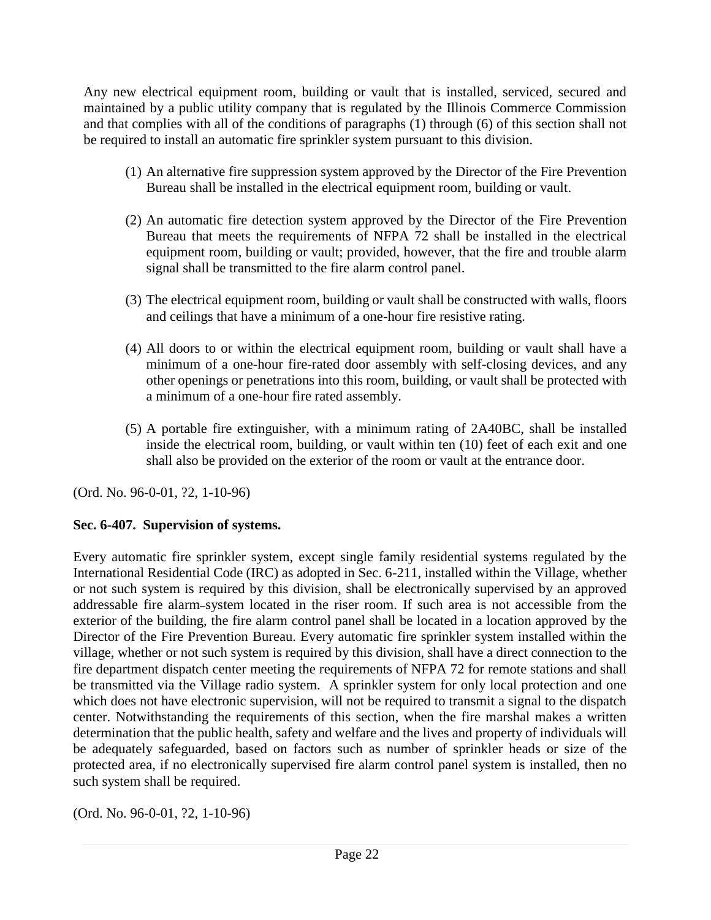Any new electrical equipment room, building or vault that is installed, serviced, secured and maintained by a public utility company that is regulated by the Illinois Commerce Commission and that complies with all of the conditions of paragraphs (1) through (6) of this section shall not be required to install an automatic fire sprinkler system pursuant to this division.

(1) An alternative fire suppression system approved by the Director of the Fire Prevention Bureau shall be installed in the electrical equipment room, building or vault.

(2) An automatic fire detection system approved by the Director of the Fire Prevention Bureau that meets the requirements of NFPA 72 shall be installed in the electrical equipment room, building or vault; provided, however, that the fire and trouble alarm signal shall be transmitted to the fire alarm control panel.

(3) The electrical equipment room, building or vault shall be constructed with walls, floors and ceilings that have a minimum of a one-hour fire resistive rating.

(4) All doors to or within the electrical equipment room, building or vault shall have a minimum of a one-hour fire-rated door assembly with self-closing devices, and any other openings or penetrations into this room, building, or vault shall be protected with a minimum of a one-hour fire rated assembly.

(5) A portable fire extinguisher, with a minimum rating of 2A40BC, shall be installed inside the electrical room, building, or vault within ten (10) feet of each exit and one shall also be provided on the exterior of the room or vault at the entrance door.

(Ord. No. 96-0-01, ?2, 1-10-96)

**Sec. 6-407. Supervision of systems.**

Every automatic fire sprinkler system, except single family residential systems regulated by the International Residential Code (IRC) as adopted in Sec. 6-211, installed within the Village, whether or not such system is required by this division, shall be electronically supervised by an approved addressable fire alarm system located in the riser room. If such area is not accessible from the exterior of the building, the fire alarm control panel shall be located in a location approved by the Director of the Fire Prevention Bureau. Every automatic fire sprinkler system installed within the village, whether or not such system is required by this division, shall have a direct connection to the fire department dispatch center meeting the requirements of NFPA 72 for remote stations and shall be transmitted via the Village radio system. A sprinkler system for only local protection and one which does not have electronic supervision, will not be required to transmit a signal to the dispatch center. Notwithstanding the requirements of this section, when the fire marshal makes a written determination that the public health, safety and welfare and the lives and property of individuals will be adequately safeguarded, based on factors such as number of sprinkler heads or size of the protected area, if no electronically supervised fire alarm control panel system is installed, then no such system shall be required.

(Ord. No. 96-0-01, ?2, 1-10-96)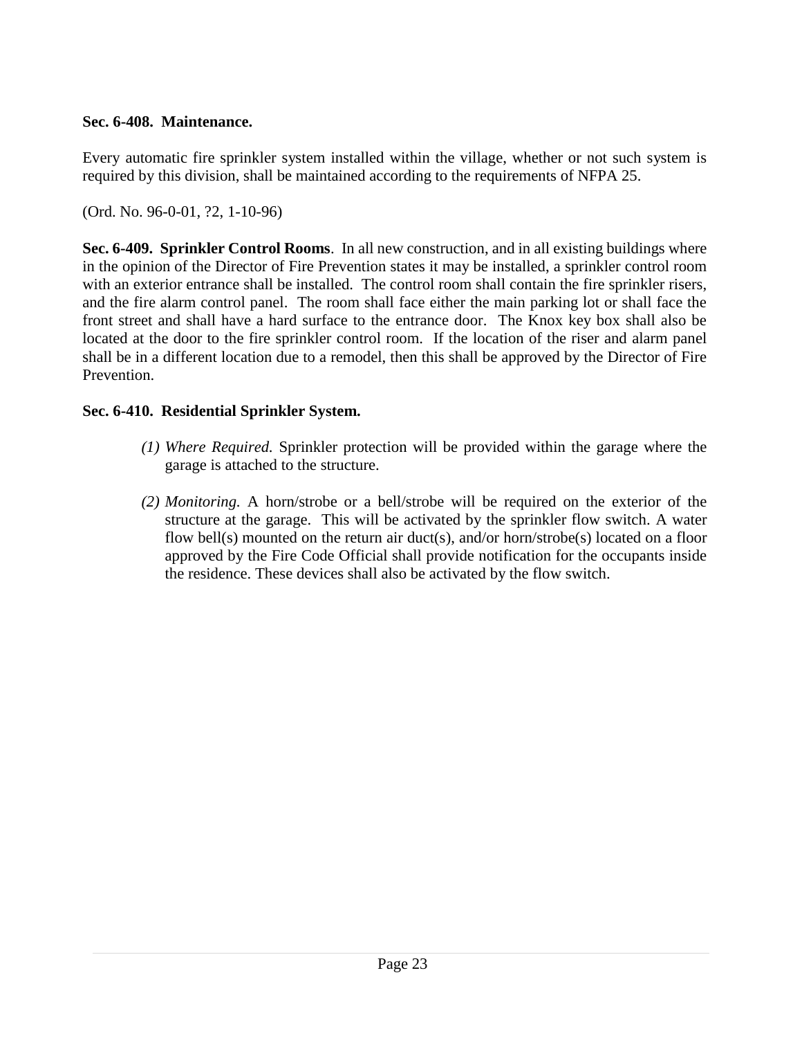**Sec. 6-408. Maintenance.**

Every automatic fire sprinkler system installed within the village, whether or not such system is required by this division, shall be maintained according to the requirements of NFPA 25.

(Ord. No. 96-0-01, ?2, 1-10-96)

**Sec. 6-409. Sprinkler Control Rooms**. In all new construction, and in all existing buildings where in the opinion of the Director of Fire Prevention states it may be installed, a sprinkler control room with an exterior entrance shall be installed. The control room shall contain the fire sprinkler risers, and the fire alarm control panel. The room shall face either the main parking lot or shall face the front street and shall have a hard surface to the entrance door. The Knox key box shall also be located at the door to the fire sprinkler control room. If the location of the riser and alarm panel shall be in a different location due to a remodel, then this shall be approved by the Director of Fire Prevention.

**Sec. 6-410. Residential Sprinkler System.**

*(1) Where Required.* Sprinkler protection will be provided within the garage where the garage is attached to the structure.

*(2) Monitoring.* A horn/strobe or a bell/strobe will be required on the exterior of the structure at the garage. This will be activated by the sprinkler flow switch. A water flow bell(s) mounted on the return air duct(s), and/or horn/strobe(s) located on a floor approved by the Fire Code Official shall provide notification for the occupants inside the residence. These devices shall also be activated by the flow switch.